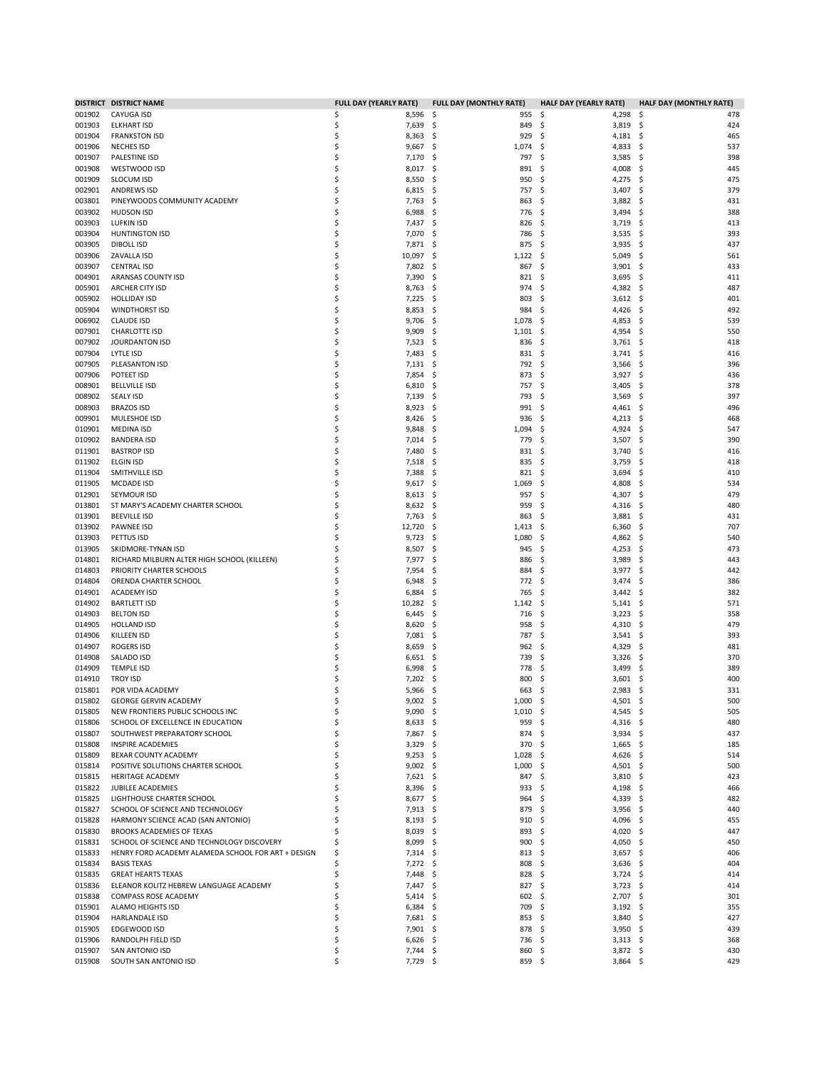| DISTRICT | DISTRICT NAME | FULL DAY (YEARLY RATE) | FULL DAY (MONTHLY RATE) | HALF DAY (YEARLY RATE) | HALF DAY (MONTHLY RATE) |
|---|---|---|---|---|---|
| 001902 | CAYUGA ISD | $ 8,596 | $ 955 | $ 4,298 | $ 478 |
| 001903 | ELKHART ISD | $ 7,639 | $ 849 | $ 3,819 | $ 424 |
| 001904 | FRANKSTON ISD | $ 8,363 | $ 929 | $ 4,181 | $ 465 |
| 001906 | NECHES ISD | $ 9,667 | $ 1,074 | $ 4,833 | $ 537 |
| 001907 | PALESTINE ISD | $ 7,170 | $ 797 | $ 3,585 | $ 398 |
| 001908 | WESTWOOD ISD | $ 8,017 | $ 891 | $ 4,008 | $ 445 |
| 001909 | SLOCUM ISD | $ 8,550 | $ 950 | $ 4,275 | $ 475 |
| 002901 | ANDREWS ISD | $ 6,815 | $ 757 | $ 3,407 | $ 379 |
| 003801 | PINEYWOODS COMMUNITY ACADEMY | $ 7,763 | $ 863 | $ 3,882 | $ 431 |
| 003902 | HUDSON ISD | $ 6,988 | $ 776 | $ 3,494 | $ 388 |
| 003903 | LUFKIN ISD | $ 7,437 | $ 826 | $ 3,719 | $ 413 |
| 003904 | HUNTINGTON ISD | $ 7,070 | $ 786 | $ 3,535 | $ 393 |
| 003905 | DIBOLL ISD | $ 7,871 | $ 875 | $ 3,935 | $ 437 |
| 003906 | ZAVALLA ISD | $ 10,097 | $ 1,122 | $ 5,049 | $ 561 |
| 003907 | CENTRAL ISD | $ 7,802 | $ 867 | $ 3,901 | $ 433 |
| 004901 | ARANSAS COUNTY ISD | $ 7,390 | $ 821 | $ 3,695 | $ 411 |
| 005901 | ARCHER CITY ISD | $ 8,763 | $ 974 | $ 4,382 | $ 487 |
| 005902 | HOLLIDAY ISD | $ 7,225 | $ 803 | $ 3,612 | $ 401 |
| 005904 | WINDTHORST ISD | $ 8,853 | $ 984 | $ 4,426 | $ 492 |
| 006902 | CLAUDE ISD | $ 9,706 | $ 1,078 | $ 4,853 | $ 539 |
| 007901 | CHARLOTTE ISD | $ 9,909 | $ 1,101 | $ 4,954 | $ 550 |
| 007902 | JOURDANTON ISD | $ 7,523 | $ 836 | $ 3,761 | $ 418 |
| 007904 | LYTLE ISD | $ 7,483 | $ 831 | $ 3,741 | $ 416 |
| 007905 | PLEASANTON ISD | $ 7,131 | $ 792 | $ 3,566 | $ 396 |
| 007906 | POTEET ISD | $ 7,854 | $ 873 | $ 3,927 | $ 436 |
| 008901 | BELLVILLE ISD | $ 6,810 | $ 757 | $ 3,405 | $ 378 |
| 008902 | SEALY ISD | $ 7,139 | $ 793 | $ 3,569 | $ 397 |
| 008903 | BRAZOS ISD | $ 8,923 | $ 991 | $ 4,461 | $ 496 |
| 009901 | MULESHOE ISD | $ 8,426 | $ 936 | $ 4,213 | $ 468 |
| 010901 | MEDINA ISD | $ 9,848 | $ 1,094 | $ 4,924 | $ 547 |
| 010902 | BANDERA ISD | $ 7,014 | $ 779 | $ 3,507 | $ 390 |
| 011901 | BASTROP ISD | $ 7,480 | $ 831 | $ 3,740 | $ 416 |
| 011902 | ELGIN ISD | $ 7,518 | $ 835 | $ 3,759 | $ 418 |
| 011904 | SMITHVILLE ISD | $ 7,388 | $ 821 | $ 3,694 | $ 410 |
| 011905 | MCDADE ISD | $ 9,617 | $ 1,069 | $ 4,808 | $ 534 |
| 012901 | SEYMOUR ISD | $ 8,613 | $ 957 | $ 4,307 | $ 479 |
| 013801 | ST MARY'S ACADEMY CHARTER SCHOOL | $ 8,632 | $ 959 | $ 4,316 | $ 480 |
| 013901 | BEEVILLE ISD | $ 7,763 | $ 863 | $ 3,881 | $ 431 |
| 013902 | PAWNEE ISD | $ 12,720 | $ 1,413 | $ 6,360 | $ 707 |
| 013903 | PETTUS ISD | $ 9,723 | $ 1,080 | $ 4,862 | $ 540 |
| 013905 | SKIDMORE-TYNAN ISD | $ 8,507 | $ 945 | $ 4,253 | $ 473 |
| 014801 | RICHARD MILBURN ALTER HIGH SCHOOL (KILLEEN) | $ 7,977 | $ 886 | $ 3,989 | $ 443 |
| 014803 | PRIORITY CHARTER SCHOOLS | $ 7,954 | $ 884 | $ 3,977 | $ 442 |
| 014804 | ORENDA CHARTER SCHOOL | $ 6,948 | $ 772 | $ 3,474 | $ 386 |
| 014901 | ACADEMY ISD | $ 6,884 | $ 765 | $ 3,442 | $ 382 |
| 014902 | BARTLETT ISD | $ 10,282 | $ 1,142 | $ 5,141 | $ 571 |
| 014903 | BELTON ISD | $ 6,445 | $ 716 | $ 3,223 | $ 358 |
| 014905 | HOLLAND ISD | $ 8,620 | $ 958 | $ 4,310 | $ 479 |
| 014906 | KILLEEN ISD | $ 7,081 | $ 787 | $ 3,541 | $ 393 |
| 014907 | ROGERS ISD | $ 8,659 | $ 962 | $ 4,329 | $ 481 |
| 014908 | SALADO ISD | $ 6,651 | $ 739 | $ 3,326 | $ 370 |
| 014909 | TEMPLE ISD | $ 6,998 | $ 778 | $ 3,499 | $ 389 |
| 014910 | TROY ISD | $ 7,202 | $ 800 | $ 3,601 | $ 400 |
| 015801 | POR VIDA ACADEMY | $ 5,966 | $ 663 | $ 2,983 | $ 331 |
| 015802 | GEORGE GERVIN ACADEMY | $ 9,002 | $ 1,000 | $ 4,501 | $ 500 |
| 015805 | NEW FRONTIERS PUBLIC SCHOOLS INC | $ 9,090 | $ 1,010 | $ 4,545 | $ 505 |
| 015806 | SCHOOL OF EXCELLENCE IN EDUCATION | $ 8,633 | $ 959 | $ 4,316 | $ 480 |
| 015807 | SOUTHWEST PREPARATORY SCHOOL | $ 7,867 | $ 874 | $ 3,934 | $ 437 |
| 015808 | INSPIRE ACADEMIES | $ 3,329 | $ 370 | $ 1,665 | $ 185 |
| 015809 | BEXAR COUNTY ACADEMY | $ 9,253 | $ 1,028 | $ 4,626 | $ 514 |
| 015814 | POSITIVE SOLUTIONS CHARTER SCHOOL | $ 9,002 | $ 1,000 | $ 4,501 | $ 500 |
| 015815 | HERITAGE ACADEMY | $ 7,621 | $ 847 | $ 3,810 | $ 423 |
| 015822 | JUBILEE ACADEMIES | $ 8,396 | $ 933 | $ 4,198 | $ 466 |
| 015825 | LIGHTHOUSE CHARTER SCHOOL | $ 8,677 | $ 964 | $ 4,339 | $ 482 |
| 015827 | SCHOOL OF SCIENCE AND TECHNOLOGY | $ 7,913 | $ 879 | $ 3,956 | $ 440 |
| 015828 | HARMONY SCIENCE ACAD (SAN ANTONIO) | $ 8,193 | $ 910 | $ 4,096 | $ 455 |
| 015830 | BROOKS ACADEMIES OF TEXAS | $ 8,039 | $ 893 | $ 4,020 | $ 447 |
| 015831 | SCHOOL OF SCIENCE AND TECHNOLOGY DISCOVERY | $ 8,099 | $ 900 | $ 4,050 | $ 450 |
| 015833 | HENRY FORD ACADEMY ALAMEDA SCHOOL FOR ART + DESIGN | $ 7,314 | $ 813 | $ 3,657 | $ 406 |
| 015834 | BASIS TEXAS | $ 7,272 | $ 808 | $ 3,636 | $ 404 |
| 015835 | GREAT HEARTS TEXAS | $ 7,448 | $ 828 | $ 3,724 | $ 414 |
| 015836 | ELEANOR KOLITZ HEBREW LANGUAGE ACADEMY | $ 7,447 | $ 827 | $ 3,723 | $ 414 |
| 015838 | COMPASS ROSE ACADEMY | $ 5,414 | $ 602 | $ 2,707 | $ 301 |
| 015901 | ALAMO HEIGHTS ISD | $ 6,384 | $ 709 | $ 3,192 | $ 355 |
| 015904 | HARLANDALE ISD | $ 7,681 | $ 853 | $ 3,840 | $ 427 |
| 015905 | EDGEWOOD ISD | $ 7,901 | $ 878 | $ 3,950 | $ 439 |
| 015906 | RANDOLPH FIELD ISD | $ 6,626 | $ 736 | $ 3,313 | $ 368 |
| 015907 | SAN ANTONIO ISD | $ 7,744 | $ 860 | $ 3,872 | $ 430 |
| 015908 | SOUTH SAN ANTONIO ISD | $ 7,729 | $ 859 | $ 3,864 | $ 429 |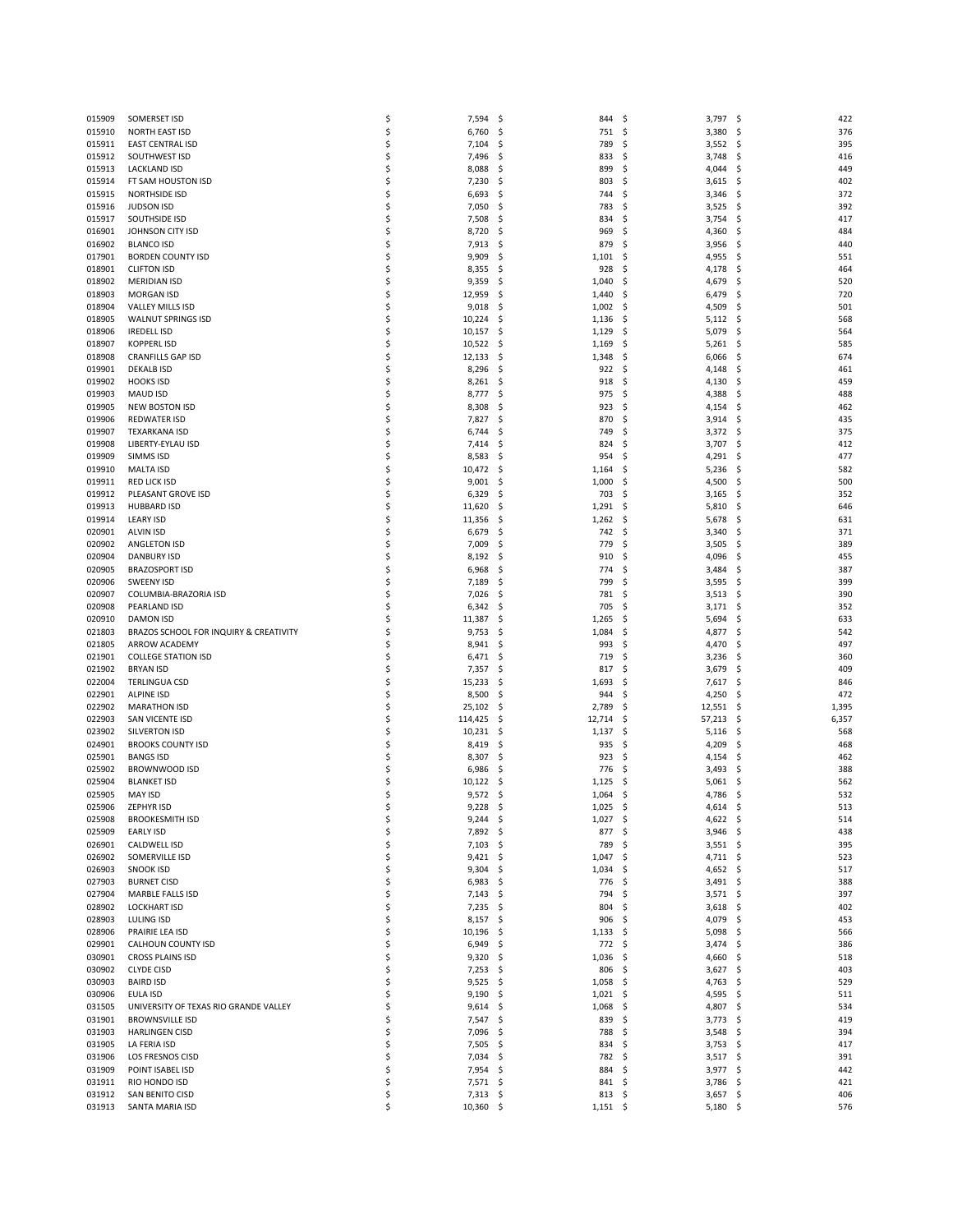| | | | | | |
|---|---|---|---|---|---|
| 015909 | SOMERSET ISD | $ 7,594 | $ 844 | $ 3,797 | $ 422 |
| 015910 | NORTH EAST ISD | $ 6,760 | $ 751 | $ 3,380 | $ 376 |
| 015911 | EAST CENTRAL ISD | $ 7,104 | $ 789 | $ 3,552 | $ 395 |
| 015912 | SOUTHWEST ISD | $ 7,496 | $ 833 | $ 3,748 | $ 416 |
| 015913 | LACKLAND ISD | $ 8,088 | $ 899 | $ 4,044 | $ 449 |
| 015914 | FT SAM HOUSTON ISD | $ 7,230 | $ 803 | $ 3,615 | $ 402 |
| 015915 | NORTHSIDE ISD | $ 6,693 | $ 744 | $ 3,346 | $ 372 |
| 015916 | JUDSON ISD | $ 7,050 | $ 783 | $ 3,525 | $ 392 |
| 015917 | SOUTHSIDE ISD | $ 7,508 | $ 834 | $ 3,754 | $ 417 |
| 016901 | JOHNSON CITY ISD | $ 8,720 | $ 969 | $ 4,360 | $ 484 |
| 016902 | BLANCO ISD | $ 7,913 | $ 879 | $ 3,956 | $ 440 |
| 017901 | BORDEN COUNTY ISD | $ 9,909 | $ 1,101 | $ 4,955 | $ 551 |
| 018901 | CLIFTON ISD | $ 8,355 | $ 928 | $ 4,178 | $ 464 |
| 018902 | MERIDIAN ISD | $ 9,359 | $ 1,040 | $ 4,679 | $ 520 |
| 018903 | MORGAN ISD | $ 12,959 | $ 1,440 | $ 6,479 | $ 720 |
| 018904 | VALLEY MILLS ISD | $ 9,018 | $ 1,002 | $ 4,509 | $ 501 |
| 018905 | WALNUT SPRINGS ISD | $ 10,224 | $ 1,136 | $ 5,112 | $ 568 |
| 018906 | IREDELL ISD | $ 10,157 | $ 1,129 | $ 5,079 | $ 564 |
| 018907 | KOPPERL ISD | $ 10,522 | $ 1,169 | $ 5,261 | $ 585 |
| 018908 | CRANFILLS GAP ISD | $ 12,133 | $ 1,348 | $ 6,066 | $ 674 |
| 019901 | DEKALB ISD | $ 8,296 | $ 922 | $ 4,148 | $ 461 |
| 019902 | HOOKS ISD | $ 8,261 | $ 918 | $ 4,130 | $ 459 |
| 019903 | MAUD ISD | $ 8,777 | $ 975 | $ 4,388 | $ 488 |
| 019905 | NEW BOSTON ISD | $ 8,308 | $ 923 | $ 4,154 | $ 462 |
| 019906 | REDWATER ISD | $ 7,827 | $ 870 | $ 3,914 | $ 435 |
| 019907 | TEXARKANA ISD | $ 6,744 | $ 749 | $ 3,372 | $ 375 |
| 019908 | LIBERTY-EYLAU ISD | $ 7,414 | $ 824 | $ 3,707 | $ 412 |
| 019909 | SIMMS ISD | $ 8,583 | $ 954 | $ 4,291 | $ 477 |
| 019910 | MALTA ISD | $ 10,472 | $ 1,164 | $ 5,236 | $ 582 |
| 019911 | RED LICK ISD | $ 9,001 | $ 1,000 | $ 4,500 | $ 500 |
| 019912 | PLEASANT GROVE ISD | $ 6,329 | $ 703 | $ 3,165 | $ 352 |
| 019913 | HUBBARD ISD | $ 11,620 | $ 1,291 | $ 5,810 | $ 646 |
| 019914 | LEARY ISD | $ 11,356 | $ 1,262 | $ 5,678 | $ 631 |
| 020901 | ALVIN ISD | $ 6,679 | $ 742 | $ 3,340 | $ 371 |
| 020902 | ANGLETON ISD | $ 7,009 | $ 779 | $ 3,505 | $ 389 |
| 020904 | DANBURY ISD | $ 8,192 | $ 910 | $ 4,096 | $ 455 |
| 020905 | BRAZOSPORT ISD | $ 6,968 | $ 774 | $ 3,484 | $ 387 |
| 020906 | SWEENY ISD | $ 7,189 | $ 799 | $ 3,595 | $ 399 |
| 020907 | COLUMBIA-BRAZORIA ISD | $ 7,026 | $ 781 | $ 3,513 | $ 390 |
| 020908 | PEARLAND ISD | $ 6,342 | $ 705 | $ 3,171 | $ 352 |
| 020910 | DAMON ISD | $ 11,387 | $ 1,265 | $ 5,694 | $ 633 |
| 021803 | BRAZOS SCHOOL FOR INQUIRY & CREATIVITY | $ 9,753 | $ 1,084 | $ 4,877 | $ 542 |
| 021805 | ARROW ACADEMY | $ 8,941 | $ 993 | $ 4,470 | $ 497 |
| 021901 | COLLEGE STATION ISD | $ 6,471 | $ 719 | $ 3,236 | $ 360 |
| 021902 | BRYAN ISD | $ 7,357 | $ 817 | $ 3,679 | $ 409 |
| 022004 | TERLINGUA CSD | $ 15,233 | $ 1,693 | $ 7,617 | $ 846 |
| 022901 | ALPINE ISD | $ 8,500 | $ 944 | $ 4,250 | $ 472 |
| 022902 | MARATHON ISD | $ 25,102 | $ 2,789 | $ 12,551 | $ 1,395 |
| 022903 | SAN VICENTE ISD | $ 114,425 | $ 12,714 | $ 57,213 | $ 6,357 |
| 023902 | SILVERTON ISD | $ 10,231 | $ 1,137 | $ 5,116 | $ 568 |
| 024901 | BROOKS COUNTY ISD | $ 8,419 | $ 935 | $ 4,209 | $ 468 |
| 025901 | BANGS ISD | $ 8,307 | $ 923 | $ 4,154 | $ 462 |
| 025902 | BROWNWOOD ISD | $ 6,986 | $ 776 | $ 3,493 | $ 388 |
| 025904 | BLANKET ISD | $ 10,122 | $ 1,125 | $ 5,061 | $ 562 |
| 025905 | MAY ISD | $ 9,572 | $ 1,064 | $ 4,786 | $ 532 |
| 025906 | ZEPHYR ISD | $ 9,228 | $ 1,025 | $ 4,614 | $ 513 |
| 025908 | BROOKESMITH ISD | $ 9,244 | $ 1,027 | $ 4,622 | $ 514 |
| 025909 | EARLY ISD | $ 7,892 | $ 877 | $ 3,946 | $ 438 |
| 026901 | CALDWELL ISD | $ 7,103 | $ 789 | $ 3,551 | $ 395 |
| 026902 | SOMERVILLE ISD | $ 9,421 | $ 1,047 | $ 4,711 | $ 523 |
| 026903 | SNOOK ISD | $ 9,304 | $ 1,034 | $ 4,652 | $ 517 |
| 027903 | BURNET CISD | $ 6,983 | $ 776 | $ 3,491 | $ 388 |
| 027904 | MARBLE FALLS ISD | $ 7,143 | $ 794 | $ 3,571 | $ 397 |
| 028902 | LOCKHART ISD | $ 7,235 | $ 804 | $ 3,618 | $ 402 |
| 028903 | LULING ISD | $ 8,157 | $ 906 | $ 4,079 | $ 453 |
| 028906 | PRAIRIE LEA ISD | $ 10,196 | $ 1,133 | $ 5,098 | $ 566 |
| 029901 | CALHOUN COUNTY ISD | $ 6,949 | $ 772 | $ 3,474 | $ 386 |
| 030901 | CROSS PLAINS ISD | $ 9,320 | $ 1,036 | $ 4,660 | $ 518 |
| 030902 | CLYDE CISD | $ 7,253 | $ 806 | $ 3,627 | $ 403 |
| 030903 | BAIRD ISD | $ 9,525 | $ 1,058 | $ 4,763 | $ 529 |
| 030906 | EULA ISD | $ 9,190 | $ 1,021 | $ 4,595 | $ 511 |
| 031505 | UNIVERSITY OF TEXAS RIO GRANDE VALLEY | $ 9,614 | $ 1,068 | $ 4,807 | $ 534 |
| 031901 | BROWNSVILLE ISD | $ 7,547 | $ 839 | $ 3,773 | $ 419 |
| 031903 | HARLINGEN CISD | $ 7,096 | $ 788 | $ 3,548 | $ 394 |
| 031905 | LA FERIA ISD | $ 7,505 | $ 834 | $ 3,753 | $ 417 |
| 031906 | LOS FRESNOS CISD | $ 7,034 | $ 782 | $ 3,517 | $ 391 |
| 031909 | POINT ISABEL ISD | $ 7,954 | $ 884 | $ 3,977 | $ 442 |
| 031911 | RIO HONDO ISD | $ 7,571 | $ 841 | $ 3,786 | $ 421 |
| 031912 | SAN BENITO CISD | $ 7,313 | $ 813 | $ 3,657 | $ 406 |
| 031913 | SANTA MARIA ISD | $ 10,360 | $ 1,151 | $ 5,180 | $ 576 |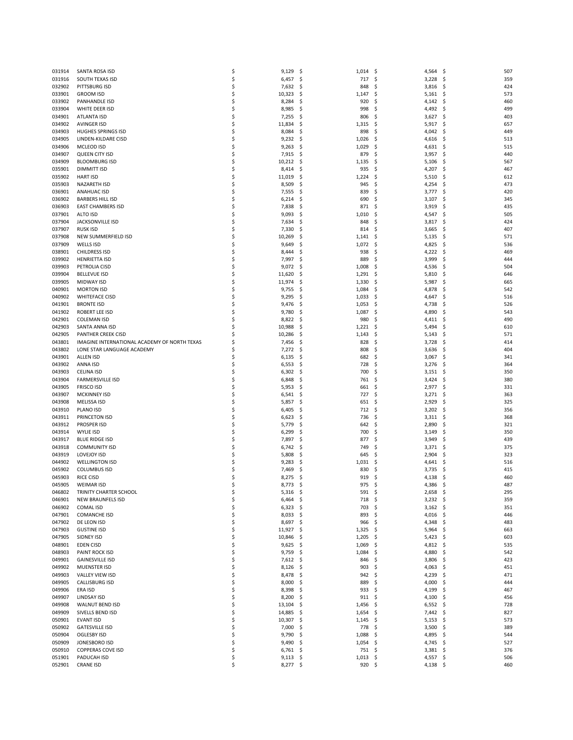| | | | | | |
|---|---|---|---|---|---|
| 031914 | SANTA ROSA ISD | $ 9,129 | $ 1,014 | $ 4,564 | $ 507 |
| 031916 | SOUTH TEXAS ISD | $ 6,457 | $ 717 | $ 3,228 | $ 359 |
| 032902 | PITTSBURG ISD | $ 7,632 | $ 848 | $ 3,816 | $ 424 |
| 033901 | GROOM ISD | $ 10,323 | $ 1,147 | $ 5,161 | $ 573 |
| 033902 | PANHANDLE ISD | $ 8,284 | $ 920 | $ 4,142 | $ 460 |
| 033904 | WHITE DEER ISD | $ 8,985 | $ 998 | $ 4,492 | $ 499 |
| 034901 | ATLANTA ISD | $ 7,255 | $ 806 | $ 3,627 | $ 403 |
| 034902 | AVINGER ISD | $ 11,834 | $ 1,315 | $ 5,917 | $ 657 |
| 034903 | HUGHES SPRINGS ISD | $ 8,084 | $ 898 | $ 4,042 | $ 449 |
| 034905 | LINDEN-KILDARE CISD | $ 9,232 | $ 1,026 | $ 4,616 | $ 513 |
| 034906 | MCLEOD ISD | $ 9,263 | $ 1,029 | $ 4,631 | $ 515 |
| 034907 | QUEEN CITY ISD | $ 7,915 | $ 879 | $ 3,957 | $ 440 |
| 034909 | BLOOMBURG ISD | $ 10,212 | $ 1,135 | $ 5,106 | $ 567 |
| 035901 | DIMMITT ISD | $ 8,414 | $ 935 | $ 4,207 | $ 467 |
| 035902 | HART ISD | $ 11,019 | $ 1,224 | $ 5,510 | $ 612 |
| 035903 | NAZARETH ISD | $ 8,509 | $ 945 | $ 4,254 | $ 473 |
| 036901 | ANAHUAC ISD | $ 7,555 | $ 839 | $ 3,777 | $ 420 |
| 036902 | BARBERS HILL ISD | $ 6,214 | $ 690 | $ 3,107 | $ 345 |
| 036903 | EAST CHAMBERS ISD | $ 7,838 | $ 871 | $ 3,919 | $ 435 |
| 037901 | ALTO ISD | $ 9,093 | $ 1,010 | $ 4,547 | $ 505 |
| 037904 | JACKSONVILLE ISD | $ 7,634 | $ 848 | $ 3,817 | $ 424 |
| 037907 | RUSK ISD | $ 7,330 | $ 814 | $ 3,665 | $ 407 |
| 037908 | NEW SUMMERFIELD ISD | $ 10,269 | $ 1,141 | $ 5,135 | $ 571 |
| 037909 | WELLS ISD | $ 9,649 | $ 1,072 | $ 4,825 | $ 536 |
| 038901 | CHILDRESS ISD | $ 8,444 | $ 938 | $ 4,222 | $ 469 |
| 039902 | HENRIETTA ISD | $ 7,997 | $ 889 | $ 3,999 | $ 444 |
| 039903 | PETROLIA CISD | $ 9,072 | $ 1,008 | $ 4,536 | $ 504 |
| 039904 | BELLEVUE ISD | $ 11,620 | $ 1,291 | $ 5,810 | $ 646 |
| 039905 | MIDWAY ISD | $ 11,974 | $ 1,330 | $ 5,987 | $ 665 |
| 040901 | MORTON ISD | $ 9,755 | $ 1,084 | $ 4,878 | $ 542 |
| 040902 | WHITEFACE CISD | $ 9,295 | $ 1,033 | $ 4,647 | $ 516 |
| 041901 | BRONTE ISD | $ 9,476 | $ 1,053 | $ 4,738 | $ 526 |
| 041902 | ROBERT LEE ISD | $ 9,780 | $ 1,087 | $ 4,890 | $ 543 |
| 042901 | COLEMAN ISD | $ 8,822 | $ 980 | $ 4,411 | $ 490 |
| 042903 | SANTA ANNA ISD | $ 10,988 | $ 1,221 | $ 5,494 | $ 610 |
| 042905 | PANTHER CREEK CISD | $ 10,286 | $ 1,143 | $ 5,143 | $ 571 |
| 043801 | IMAGINE INTERNATIONAL ACADEMY OF NORTH TEXAS | $ 7,456 | $ 828 | $ 3,728 | $ 414 |
| 043802 | LONE STAR LANGUAGE ACADEMY | $ 7,272 | $ 808 | $ 3,636 | $ 404 |
| 043901 | ALLEN ISD | $ 6,135 | $ 682 | $ 3,067 | $ 341 |
| 043902 | ANNA ISD | $ 6,553 | $ 728 | $ 3,276 | $ 364 |
| 043903 | CELINA ISD | $ 6,302 | $ 700 | $ 3,151 | $ 350 |
| 043904 | FARMERSVILLE ISD | $ 6,848 | $ 761 | $ 3,424 | $ 380 |
| 043905 | FRISCO ISD | $ 5,953 | $ 661 | $ 2,977 | $ 331 |
| 043907 | MCKINNEY ISD | $ 6,541 | $ 727 | $ 3,271 | $ 363 |
| 043908 | MELISSA ISD | $ 5,857 | $ 651 | $ 2,929 | $ 325 |
| 043910 | PLANO ISD | $ 6,405 | $ 712 | $ 3,202 | $ 356 |
| 043911 | PRINCETON ISD | $ 6,623 | $ 736 | $ 3,311 | $ 368 |
| 043912 | PROSPER ISD | $ 5,779 | $ 642 | $ 2,890 | $ 321 |
| 043914 | WYLIE ISD | $ 6,299 | $ 700 | $ 3,149 | $ 350 |
| 043917 | BLUE RIDGE ISD | $ 7,897 | $ 877 | $ 3,949 | $ 439 |
| 043918 | COMMUNITY ISD | $ 6,742 | $ 749 | $ 3,371 | $ 375 |
| 043919 | LOVEJOY ISD | $ 5,808 | $ 645 | $ 2,904 | $ 323 |
| 044902 | WELLINGTON ISD | $ 9,283 | $ 1,031 | $ 4,641 | $ 516 |
| 045902 | COLUMBUS ISD | $ 7,469 | $ 830 | $ 3,735 | $ 415 |
| 045903 | RICE CISD | $ 8,275 | $ 919 | $ 4,138 | $ 460 |
| 045905 | WEIMAR ISD | $ 8,773 | $ 975 | $ 4,386 | $ 487 |
| 046802 | TRINITY CHARTER SCHOOL | $ 5,316 | $ 591 | $ 2,658 | $ 295 |
| 046901 | NEW BRAUNFELS ISD | $ 6,464 | $ 718 | $ 3,232 | $ 359 |
| 046902 | COMAL ISD | $ 6,323 | $ 703 | $ 3,162 | $ 351 |
| 047901 | COMANCHE ISD | $ 8,033 | $ 893 | $ 4,016 | $ 446 |
| 047902 | DE LEON ISD | $ 8,697 | $ 966 | $ 4,348 | $ 483 |
| 047903 | GUSTINE ISD | $ 11,927 | $ 1,325 | $ 5,964 | $ 663 |
| 047905 | SIDNEY ISD | $ 10,846 | $ 1,205 | $ 5,423 | $ 603 |
| 048901 | EDEN CISD | $ 9,625 | $ 1,069 | $ 4,812 | $ 535 |
| 048903 | PAINT ROCK ISD | $ 9,759 | $ 1,084 | $ 4,880 | $ 542 |
| 049901 | GAINESVILLE ISD | $ 7,612 | $ 846 | $ 3,806 | $ 423 |
| 049902 | MUENSTER ISD | $ 8,126 | $ 903 | $ 4,063 | $ 451 |
| 049903 | VALLEY VIEW ISD | $ 8,478 | $ 942 | $ 4,239 | $ 471 |
| 049905 | CALLISBURG ISD | $ 8,000 | $ 889 | $ 4,000 | $ 444 |
| 049906 | ERA ISD | $ 8,398 | $ 933 | $ 4,199 | $ 467 |
| 049907 | LINDSAY ISD | $ 8,200 | $ 911 | $ 4,100 | $ 456 |
| 049908 | WALNUT BEND ISD | $ 13,104 | $ 1,456 | $ 6,552 | $ 728 |
| 049909 | SIVELLS BEND ISD | $ 14,885 | $ 1,654 | $ 7,442 | $ 827 |
| 050901 | EVANT ISD | $ 10,307 | $ 1,145 | $ 5,153 | $ 573 |
| 050902 | GATESVILLE ISD | $ 7,000 | $ 778 | $ 3,500 | $ 389 |
| 050904 | OGLESBY ISD | $ 9,790 | $ 1,088 | $ 4,895 | $ 544 |
| 050909 | JONESBORO ISD | $ 9,490 | $ 1,054 | $ 4,745 | $ 527 |
| 050910 | COPPERAS COVE ISD | $ 6,761 | $ 751 | $ 3,381 | $ 376 |
| 051901 | PADUCAH ISD | $ 9,113 | $ 1,013 | $ 4,557 | $ 506 |
| 052901 | CRANE ISD | $ 8,277 | $ 920 | $ 4,138 | $ 460 |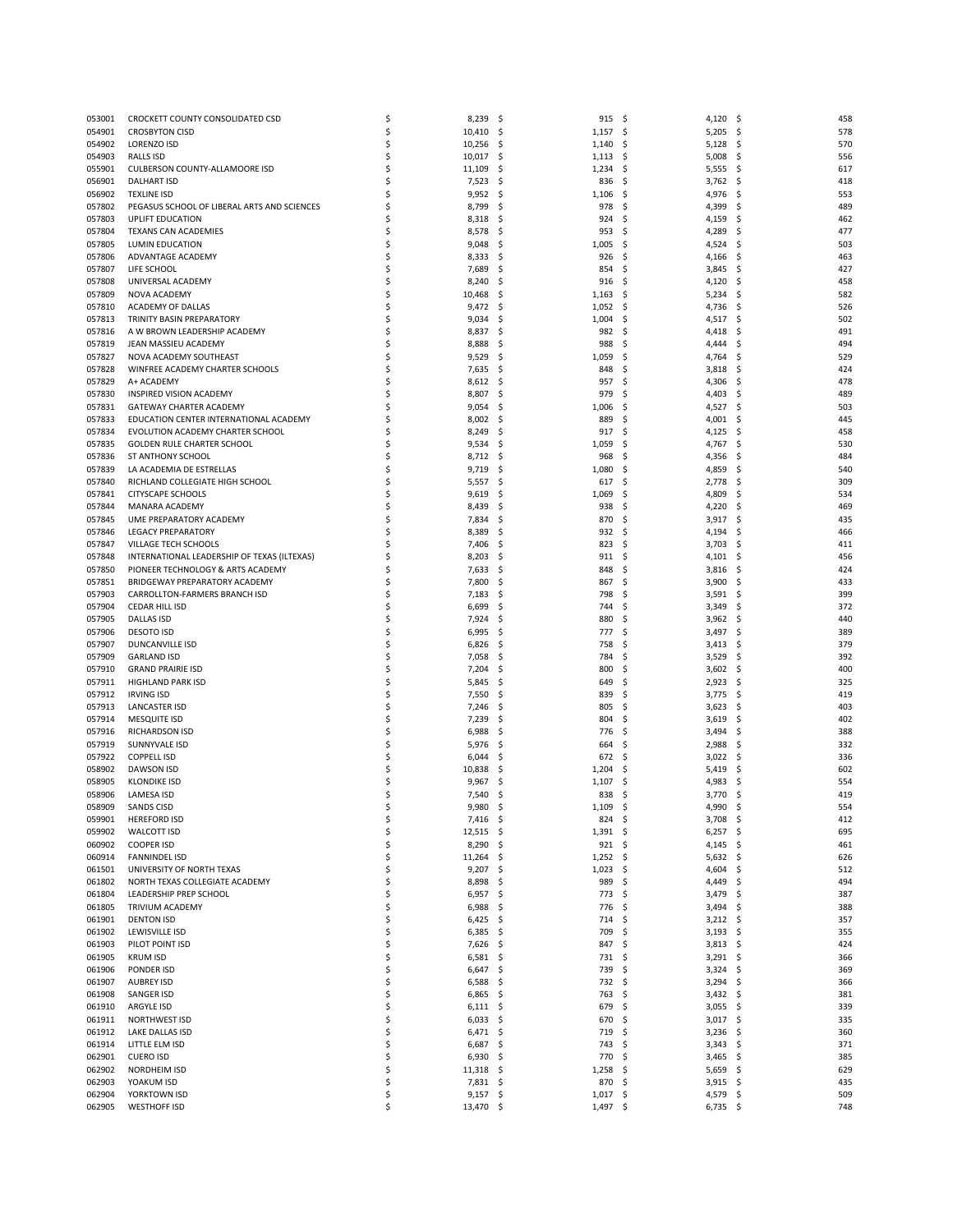| | | | | | |
|---|---|---|---|---|---|
| 053001 | CROCKETT COUNTY CONSOLIDATED CSD | $ 8,239 | $ 915 | $ 4,120 | $ 458 |
| 054901 | CROSBYTON CISD | $ 10,410 | $ 1,157 | $ 5,205 | $ 578 |
| 054902 | LORENZO ISD | $ 10,256 | $ 1,140 | $ 5,128 | $ 570 |
| 054903 | RALLS ISD | $ 10,017 | $ 1,113 | $ 5,008 | $ 556 |
| 055901 | CULBERSON COUNTY-ALLAMOORE ISD | $ 11,109 | $ 1,234 | $ 5,555 | $ 617 |
| 056901 | DALHART ISD | $ 7,523 | $ 836 | $ 3,762 | $ 418 |
| 056902 | TEXLINE ISD | $ 9,952 | $ 1,106 | $ 4,976 | $ 553 |
| 057802 | PEGASUS SCHOOL OF LIBERAL ARTS AND SCIENCES | $ 8,799 | $ 978 | $ 4,399 | $ 489 |
| 057803 | UPLIFT EDUCATION | $ 8,318 | $ 924 | $ 4,159 | $ 462 |
| 057804 | TEXANS CAN ACADEMIES | $ 8,578 | $ 953 | $ 4,289 | $ 477 |
| 057805 | LUMIN EDUCATION | $ 9,048 | $ 1,005 | $ 4,524 | $ 503 |
| 057806 | ADVANTAGE ACADEMY | $ 8,333 | $ 926 | $ 4,166 | $ 463 |
| 057807 | LIFE SCHOOL | $ 7,689 | $ 854 | $ 3,845 | $ 427 |
| 057808 | UNIVERSAL ACADEMY | $ 8,240 | $ 916 | $ 4,120 | $ 458 |
| 057809 | NOVA ACADEMY | $ 10,468 | $ 1,163 | $ 5,234 | $ 582 |
| 057810 | ACADEMY OF DALLAS | $ 9,472 | $ 1,052 | $ 4,736 | $ 526 |
| 057813 | TRINITY BASIN PREPARATORY | $ 9,034 | $ 1,004 | $ 4,517 | $ 502 |
| 057816 | A W BROWN LEADERSHIP ACADEMY | $ 8,837 | $ 982 | $ 4,418 | $ 491 |
| 057819 | JEAN MASSIEU ACADEMY | $ 8,888 | $ 988 | $ 4,444 | $ 494 |
| 057827 | NOVA ACADEMY SOUTHEAST | $ 9,529 | $ 1,059 | $ 4,764 | $ 529 |
| 057828 | WINFREE ACADEMY CHARTER SCHOOLS | $ 7,635 | $ 848 | $ 3,818 | $ 424 |
| 057829 | A+ ACADEMY | $ 8,612 | $ 957 | $ 4,306 | $ 478 |
| 057830 | INSPIRED VISION ACADEMY | $ 8,807 | $ 979 | $ 4,403 | $ 489 |
| 057831 | GATEWAY CHARTER ACADEMY | $ 9,054 | $ 1,006 | $ 4,527 | $ 503 |
| 057833 | EDUCATION CENTER INTERNATIONAL ACADEMY | $ 8,002 | $ 889 | $ 4,001 | $ 445 |
| 057834 | EVOLUTION ACADEMY CHARTER SCHOOL | $ 8,249 | $ 917 | $ 4,125 | $ 458 |
| 057835 | GOLDEN RULE CHARTER SCHOOL | $ 9,534 | $ 1,059 | $ 4,767 | $ 530 |
| 057836 | ST ANTHONY SCHOOL | $ 8,712 | $ 968 | $ 4,356 | $ 484 |
| 057839 | LA ACADEMIA DE ESTRELLAS | $ 9,719 | $ 1,080 | $ 4,859 | $ 540 |
| 057840 | RICHLAND COLLEGIATE HIGH SCHOOL | $ 5,557 | $ 617 | $ 2,778 | $ 309 |
| 057841 | CITYSCAPE SCHOOLS | $ 9,619 | $ 1,069 | $ 4,809 | $ 534 |
| 057844 | MANARA ACADEMY | $ 8,439 | $ 938 | $ 4,220 | $ 469 |
| 057845 | UME PREPARATORY ACADEMY | $ 7,834 | $ 870 | $ 3,917 | $ 435 |
| 057846 | LEGACY PREPARATORY | $ 8,389 | $ 932 | $ 4,194 | $ 466 |
| 057847 | VILLAGE TECH SCHOOLS | $ 7,406 | $ 823 | $ 3,703 | $ 411 |
| 057848 | INTERNATIONAL LEADERSHIP OF TEXAS (ILTEXAS) | $ 8,203 | $ 911 | $ 4,101 | $ 456 |
| 057850 | PIONEER TECHNOLOGY & ARTS ACADEMY | $ 7,633 | $ 848 | $ 3,816 | $ 424 |
| 057851 | BRIDGEWAY PREPARATORY ACADEMY | $ 7,800 | $ 867 | $ 3,900 | $ 433 |
| 057903 | CARROLLTON-FARMERS BRANCH ISD | $ 7,183 | $ 798 | $ 3,591 | $ 399 |
| 057904 | CEDAR HILL ISD | $ 6,699 | $ 744 | $ 3,349 | $ 372 |
| 057905 | DALLAS ISD | $ 7,924 | $ 880 | $ 3,962 | $ 440 |
| 057906 | DESOTO ISD | $ 6,995 | $ 777 | $ 3,497 | $ 389 |
| 057907 | DUNCANVILLE ISD | $ 6,826 | $ 758 | $ 3,413 | $ 379 |
| 057909 | GARLAND ISD | $ 7,058 | $ 784 | $ 3,529 | $ 392 |
| 057910 | GRAND PRAIRIE ISD | $ 7,204 | $ 800 | $ 3,602 | $ 400 |
| 057911 | HIGHLAND PARK ISD | $ 5,845 | $ 649 | $ 2,923 | $ 325 |
| 057912 | IRVING ISD | $ 7,550 | $ 839 | $ 3,775 | $ 419 |
| 057913 | LANCASTER ISD | $ 7,246 | $ 805 | $ 3,623 | $ 403 |
| 057914 | MESQUITE ISD | $ 7,239 | $ 804 | $ 3,619 | $ 402 |
| 057916 | RICHARDSON ISD | $ 6,988 | $ 776 | $ 3,494 | $ 388 |
| 057919 | SUNNYVALE ISD | $ 5,976 | $ 664 | $ 2,988 | $ 332 |
| 057922 | COPPELL ISD | $ 6,044 | $ 672 | $ 3,022 | $ 336 |
| 058902 | DAWSON ISD | $ 10,838 | $ 1,204 | $ 5,419 | $ 602 |
| 058905 | KLONDIKE ISD | $ 9,967 | $ 1,107 | $ 4,983 | $ 554 |
| 058906 | LAMESA ISD | $ 7,540 | $ 838 | $ 3,770 | $ 419 |
| 058909 | SANDS CISD | $ 9,980 | $ 1,109 | $ 4,990 | $ 554 |
| 059901 | HEREFORD ISD | $ 7,416 | $ 824 | $ 3,708 | $ 412 |
| 059902 | WALCOTT ISD | $ 12,515 | $ 1,391 | $ 6,257 | $ 695 |
| 060902 | COOPER ISD | $ 8,290 | $ 921 | $ 4,145 | $ 461 |
| 060914 | FANNINDEL ISD | $ 11,264 | $ 1,252 | $ 5,632 | $ 626 |
| 061501 | UNIVERSITY OF NORTH TEXAS | $ 9,207 | $ 1,023 | $ 4,604 | $ 512 |
| 061802 | NORTH TEXAS COLLEGIATE ACADEMY | $ 8,898 | $ 989 | $ 4,449 | $ 494 |
| 061804 | LEADERSHIP PREP SCHOOL | $ 6,957 | $ 773 | $ 3,479 | $ 387 |
| 061805 | TRIVIUM ACADEMY | $ 6,988 | $ 776 | $ 3,494 | $ 388 |
| 061901 | DENTON ISD | $ 6,425 | $ 714 | $ 3,212 | $ 357 |
| 061902 | LEWISVILLE ISD | $ 6,385 | $ 709 | $ 3,193 | $ 355 |
| 061903 | PILOT POINT ISD | $ 7,626 | $ 847 | $ 3,813 | $ 424 |
| 061905 | KRUM ISD | $ 6,581 | $ 731 | $ 3,291 | $ 366 |
| 061906 | PONDER ISD | $ 6,647 | $ 739 | $ 3,324 | $ 369 |
| 061907 | AUBREY ISD | $ 6,588 | $ 732 | $ 3,294 | $ 366 |
| 061908 | SANGER ISD | $ 6,865 | $ 763 | $ 3,432 | $ 381 |
| 061910 | ARGYLE ISD | $ 6,111 | $ 679 | $ 3,055 | $ 339 |
| 061911 | NORTHWEST ISD | $ 6,033 | $ 670 | $ 3,017 | $ 335 |
| 061912 | LAKE DALLAS ISD | $ 6,471 | $ 719 | $ 3,236 | $ 360 |
| 061914 | LITTLE ELM ISD | $ 6,687 | $ 743 | $ 3,343 | $ 371 |
| 062901 | CUERO ISD | $ 6,930 | $ 770 | $ 3,465 | $ 385 |
| 062902 | NORDHEIM ISD | $ 11,318 | $ 1,258 | $ 5,659 | $ 629 |
| 062903 | YOAKUM ISD | $ 7,831 | $ 870 | $ 3,915 | $ 435 |
| 062904 | YORKTOWN ISD | $ 9,157 | $ 1,017 | $ 4,579 | $ 509 |
| 062905 | WESTHOFF ISD | $ 13,470 | $ 1,497 | $ 6,735 | $ 748 |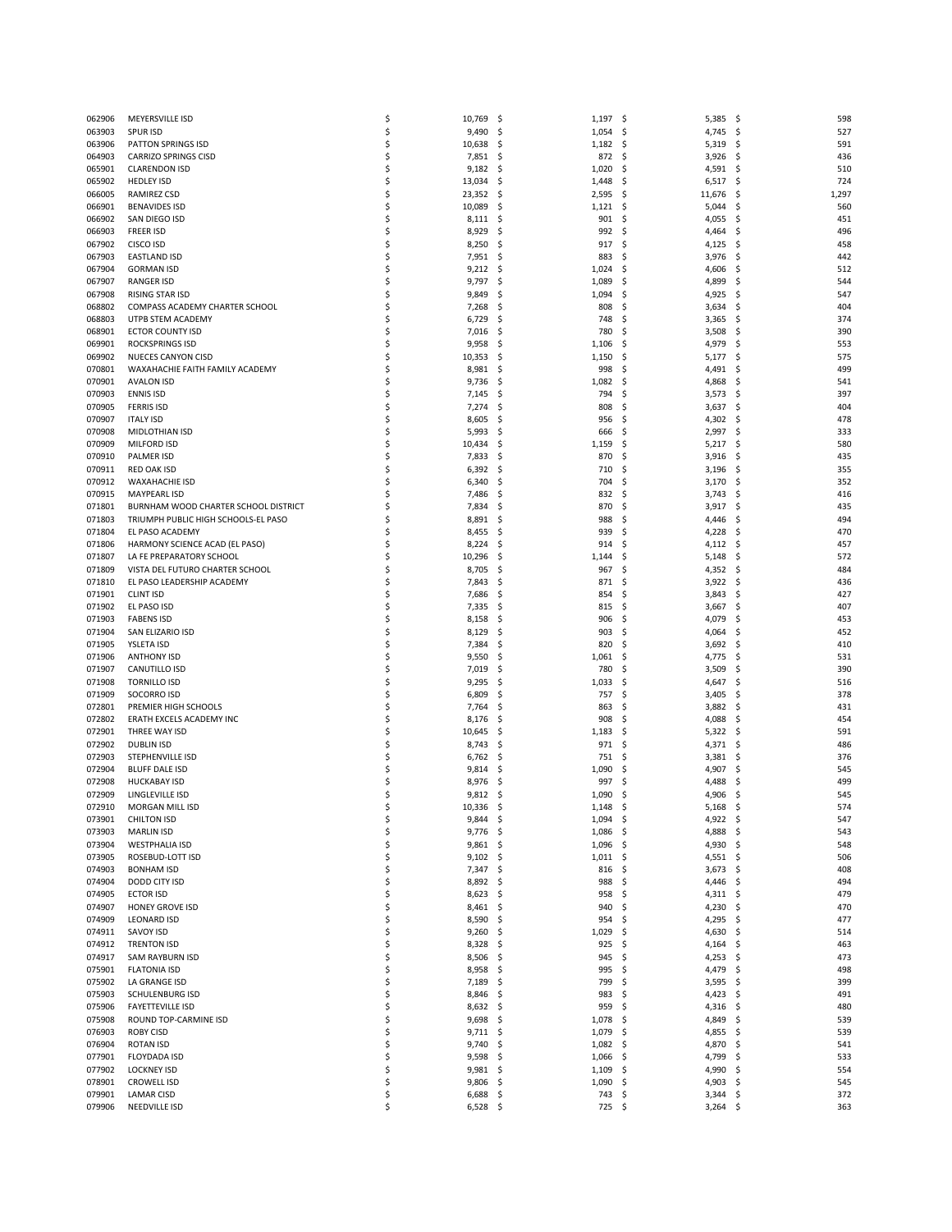| | | | | | |
|---|---|---|---|---|---|
| 062906 | MEYERSVILLE ISD | $ 10,769 | $ 1,197 | $ 5,385 | $ 598 |
| 063903 | SPUR ISD | $ 9,490 | $ 1,054 | $ 4,745 | $ 527 |
| 063906 | PATTON SPRINGS ISD | $ 10,638 | $ 1,182 | $ 5,319 | $ 591 |
| 064903 | CARRIZO SPRINGS CISD | $ 7,851 | $ 872 | $ 3,926 | $ 436 |
| 065901 | CLARENDON ISD | $ 9,182 | $ 1,020 | $ 4,591 | $ 510 |
| 065902 | HEDLEY ISD | $ 13,034 | $ 1,448 | $ 6,517 | $ 724 |
| 066005 | RAMIREZ CSD | $ 23,352 | $ 2,595 | $ 11,676 | $ 1,297 |
| 066901 | BENAVIDES ISD | $ 10,089 | $ 1,121 | $ 5,044 | $ 560 |
| 066902 | SAN DIEGO ISD | $ 8,111 | $ 901 | $ 4,055 | $ 451 |
| 066903 | FREER ISD | $ 8,929 | $ 992 | $ 4,464 | $ 496 |
| 067902 | CISCO ISD | $ 8,250 | $ 917 | $ 4,125 | $ 458 |
| 067903 | EASTLAND ISD | $ 7,951 | $ 883 | $ 3,976 | $ 442 |
| 067904 | GORMAN ISD | $ 9,212 | $ 1,024 | $ 4,606 | $ 512 |
| 067907 | RANGER ISD | $ 9,797 | $ 1,089 | $ 4,899 | $ 544 |
| 067908 | RISING STAR ISD | $ 9,849 | $ 1,094 | $ 4,925 | $ 547 |
| 068802 | COMPASS ACADEMY CHARTER SCHOOL | $ 7,268 | $ 808 | $ 3,634 | $ 404 |
| 068803 | UTPB STEM ACADEMY | $ 6,729 | $ 748 | $ 3,365 | $ 374 |
| 068901 | ECTOR COUNTY ISD | $ 7,016 | $ 780 | $ 3,508 | $ 390 |
| 069901 | ROCKSPRINGS ISD | $ 9,958 | $ 1,106 | $ 4,979 | $ 553 |
| 069902 | NUECES CANYON CISD | $ 10,353 | $ 1,150 | $ 5,177 | $ 575 |
| 070801 | WAXAHACHIE FAITH FAMILY ACADEMY | $ 8,981 | $ 998 | $ 4,491 | $ 499 |
| 070901 | AVALON ISD | $ 9,736 | $ 1,082 | $ 4,868 | $ 541 |
| 070903 | ENNIS ISD | $ 7,145 | $ 794 | $ 3,573 | $ 397 |
| 070905 | FERRIS ISD | $ 7,274 | $ 808 | $ 3,637 | $ 404 |
| 070907 | ITALY ISD | $ 8,605 | $ 956 | $ 4,302 | $ 478 |
| 070908 | MIDLOTHIAN ISD | $ 5,993 | $ 666 | $ 2,997 | $ 333 |
| 070909 | MILFORD ISD | $ 10,434 | $ 1,159 | $ 5,217 | $ 580 |
| 070910 | PALMER ISD | $ 7,833 | $ 870 | $ 3,916 | $ 435 |
| 070911 | RED OAK ISD | $ 6,392 | $ 710 | $ 3,196 | $ 355 |
| 070912 | WAXAHACHIE ISD | $ 6,340 | $ 704 | $ 3,170 | $ 352 |
| 070915 | MAYPEARL ISD | $ 7,486 | $ 832 | $ 3,743 | $ 416 |
| 071801 | BURNHAM WOOD CHARTER SCHOOL DISTRICT | $ 7,834 | $ 870 | $ 3,917 | $ 435 |
| 071803 | TRIUMPH PUBLIC HIGH SCHOOLS-EL PASO | $ 8,891 | $ 988 | $ 4,446 | $ 494 |
| 071804 | EL PASO ACADEMY | $ 8,455 | $ 939 | $ 4,228 | $ 470 |
| 071806 | HARMONY SCIENCE ACAD (EL PASO) | $ 8,224 | $ 914 | $ 4,112 | $ 457 |
| 071807 | LA FE PREPARATORY SCHOOL | $ 10,296 | $ 1,144 | $ 5,148 | $ 572 |
| 071809 | VISTA DEL FUTURO CHARTER SCHOOL | $ 8,705 | $ 967 | $ 4,352 | $ 484 |
| 071810 | EL PASO LEADERSHIP ACADEMY | $ 7,843 | $ 871 | $ 3,922 | $ 436 |
| 071901 | CLINT ISD | $ 7,686 | $ 854 | $ 3,843 | $ 427 |
| 071902 | EL PASO ISD | $ 7,335 | $ 815 | $ 3,667 | $ 407 |
| 071903 | FABENS ISD | $ 8,158 | $ 906 | $ 4,079 | $ 453 |
| 071904 | SAN ELIZARIO ISD | $ 8,129 | $ 903 | $ 4,064 | $ 452 |
| 071905 | YSLETA ISD | $ 7,384 | $ 820 | $ 3,692 | $ 410 |
| 071906 | ANTHONY ISD | $ 9,550 | $ 1,061 | $ 4,775 | $ 531 |
| 071907 | CANUTILLO ISD | $ 7,019 | $ 780 | $ 3,509 | $ 390 |
| 071908 | TORNILLO ISD | $ 9,295 | $ 1,033 | $ 4,647 | $ 516 |
| 071909 | SOCORRO ISD | $ 6,809 | $ 757 | $ 3,405 | $ 378 |
| 072801 | PREMIER HIGH SCHOOLS | $ 7,764 | $ 863 | $ 3,882 | $ 431 |
| 072802 | ERATH EXCELS ACADEMY INC | $ 8,176 | $ 908 | $ 4,088 | $ 454 |
| 072901 | THREE WAY ISD | $ 10,645 | $ 1,183 | $ 5,322 | $ 591 |
| 072902 | DUBLIN ISD | $ 8,743 | $ 971 | $ 4,371 | $ 486 |
| 072903 | STEPHENVILLE ISD | $ 6,762 | $ 751 | $ 3,381 | $ 376 |
| 072904 | BLUFF DALE ISD | $ 9,814 | $ 1,090 | $ 4,907 | $ 545 |
| 072908 | HUCKABAY ISD | $ 8,976 | $ 997 | $ 4,488 | $ 499 |
| 072909 | LINGLEVILLE ISD | $ 9,812 | $ 1,090 | $ 4,906 | $ 545 |
| 072910 | MORGAN MILL ISD | $ 10,336 | $ 1,148 | $ 5,168 | $ 574 |
| 073901 | CHILTON ISD | $ 9,844 | $ 1,094 | $ 4,922 | $ 547 |
| 073903 | MARLIN ISD | $ 9,776 | $ 1,086 | $ 4,888 | $ 543 |
| 073904 | WESTPHALIA ISD | $ 9,861 | $ 1,096 | $ 4,930 | $ 548 |
| 073905 | ROSEBUD-LOTT ISD | $ 9,102 | $ 1,011 | $ 4,551 | $ 506 |
| 074903 | BONHAM ISD | $ 7,347 | $ 816 | $ 3,673 | $ 408 |
| 074904 | DODD CITY ISD | $ 8,892 | $ 988 | $ 4,446 | $ 494 |
| 074905 | ECTOR ISD | $ 8,623 | $ 958 | $ 4,311 | $ 479 |
| 074907 | HONEY GROVE ISD | $ 8,461 | $ 940 | $ 4,230 | $ 470 |
| 074909 | LEONARD ISD | $ 8,590 | $ 954 | $ 4,295 | $ 477 |
| 074911 | SAVOY ISD | $ 9,260 | $ 1,029 | $ 4,630 | $ 514 |
| 074912 | TRENTON ISD | $ 8,328 | $ 925 | $ 4,164 | $ 463 |
| 074917 | SAM RAYBURN ISD | $ 8,506 | $ 945 | $ 4,253 | $ 473 |
| 075901 | FLATONIA ISD | $ 8,958 | $ 995 | $ 4,479 | $ 498 |
| 075902 | LA GRANGE ISD | $ 7,189 | $ 799 | $ 3,595 | $ 399 |
| 075903 | SCHULENBURG ISD | $ 8,846 | $ 983 | $ 4,423 | $ 491 |
| 075906 | FAYETTEVILLE ISD | $ 8,632 | $ 959 | $ 4,316 | $ 480 |
| 075908 | ROUND TOP-CARMINE ISD | $ 9,698 | $ 1,078 | $ 4,849 | $ 539 |
| 076903 | ROBY CISD | $ 9,711 | $ 1,079 | $ 4,855 | $ 539 |
| 076904 | ROTAN ISD | $ 9,740 | $ 1,082 | $ 4,870 | $ 541 |
| 077901 | FLOYDADA ISD | $ 9,598 | $ 1,066 | $ 4,799 | $ 533 |
| 077902 | LOCKNEY ISD | $ 9,981 | $ 1,109 | $ 4,990 | $ 554 |
| 078901 | CROWELL ISD | $ 9,806 | $ 1,090 | $ 4,903 | $ 545 |
| 079901 | LAMAR CISD | $ 6,688 | $ 743 | $ 3,344 | $ 372 |
| 079906 | NEEDVILLE ISD | $ 6,528 | $ 725 | $ 3,264 | $ 363 |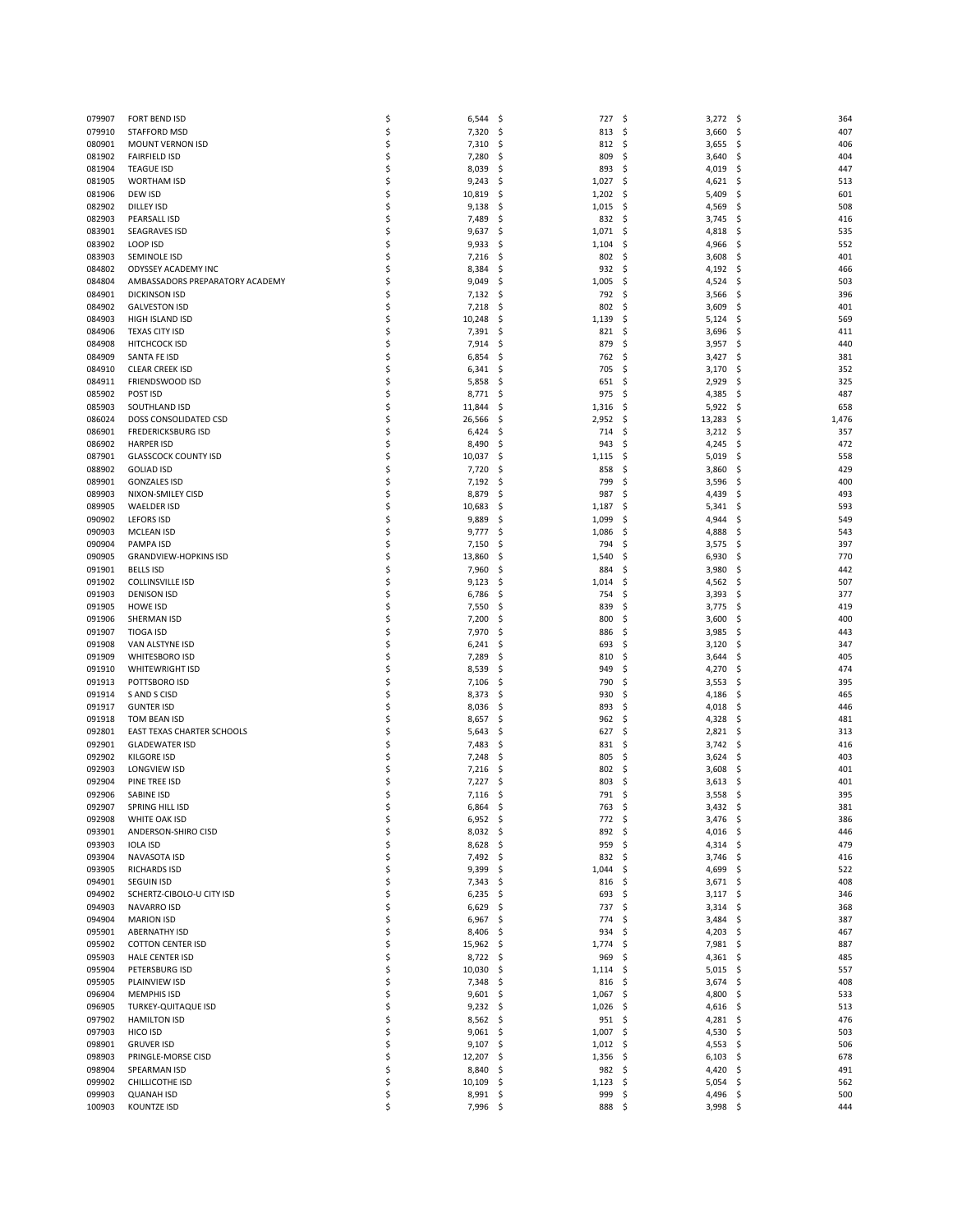| | | | | | |
|---|---|---|---|---|---|
| 079907 | FORT BEND ISD | $ 6,544 | $ 727 | $ 3,272 | $ 364 |
| 079910 | STAFFORD MSD | $ 7,320 | $ 813 | $ 3,660 | $ 407 |
| 080901 | MOUNT VERNON ISD | $ 7,310 | $ 812 | $ 3,655 | $ 406 |
| 081902 | FAIRFIELD ISD | $ 7,280 | $ 809 | $ 3,640 | $ 404 |
| 081904 | TEAGUE ISD | $ 8,039 | $ 893 | $ 4,019 | $ 447 |
| 081905 | WORTHAM ISD | $ 9,243 | $ 1,027 | $ 4,621 | $ 513 |
| 081906 | DEW ISD | $ 10,819 | $ 1,202 | $ 5,409 | $ 601 |
| 082902 | DILLEY ISD | $ 9,138 | $ 1,015 | $ 4,569 | $ 508 |
| 082903 | PEARSALL ISD | $ 7,489 | $ 832 | $ 3,745 | $ 416 |
| 083901 | SEAGRAVES ISD | $ 9,637 | $ 1,071 | $ 4,818 | $ 535 |
| 083902 | LOOP ISD | $ 9,933 | $ 1,104 | $ 4,966 | $ 552 |
| 083903 | SEMINOLE ISD | $ 7,216 | $ 802 | $ 3,608 | $ 401 |
| 084802 | ODYSSEY ACADEMY INC | $ 8,384 | $ 932 | $ 4,192 | $ 466 |
| 084804 | AMBASSADORS PREPARATORY ACADEMY | $ 9,049 | $ 1,005 | $ 4,524 | $ 503 |
| 084901 | DICKINSON ISD | $ 7,132 | $ 792 | $ 3,566 | $ 396 |
| 084902 | GALVESTON ISD | $ 7,218 | $ 802 | $ 3,609 | $ 401 |
| 084903 | HIGH ISLAND ISD | $ 10,248 | $ 1,139 | $ 5,124 | $ 569 |
| 084906 | TEXAS CITY ISD | $ 7,391 | $ 821 | $ 3,696 | $ 411 |
| 084908 | HITCHCOCK ISD | $ 7,914 | $ 879 | $ 3,957 | $ 440 |
| 084909 | SANTA FE ISD | $ 6,854 | $ 762 | $ 3,427 | $ 381 |
| 084910 | CLEAR CREEK ISD | $ 6,341 | $ 705 | $ 3,170 | $ 352 |
| 084911 | FRIENDSWOOD ISD | $ 5,858 | $ 651 | $ 2,929 | $ 325 |
| 085902 | POST ISD | $ 8,771 | $ 975 | $ 4,385 | $ 487 |
| 085903 | SOUTHLAND ISD | $ 11,844 | $ 1,316 | $ 5,922 | $ 658 |
| 086024 | DOSS CONSOLIDATED CSD | $ 26,566 | $ 2,952 | $ 13,283 | $ 1,476 |
| 086901 | FREDERICKSBURG ISD | $ 6,424 | $ 714 | $ 3,212 | $ 357 |
| 086902 | HARPER ISD | $ 8,490 | $ 943 | $ 4,245 | $ 472 |
| 087901 | GLASSCOCK COUNTY ISD | $ 10,037 | $ 1,115 | $ 5,019 | $ 558 |
| 088902 | GOLIAD ISD | $ 7,720 | $ 858 | $ 3,860 | $ 429 |
| 089901 | GONZALES ISD | $ 7,192 | $ 799 | $ 3,596 | $ 400 |
| 089903 | NIXON-SMILEY CISD | $ 8,879 | $ 987 | $ 4,439 | $ 493 |
| 089905 | WAELDER ISD | $ 10,683 | $ 1,187 | $ 5,341 | $ 593 |
| 090902 | LEFORS ISD | $ 9,889 | $ 1,099 | $ 4,944 | $ 549 |
| 090903 | MCLEAN ISD | $ 9,777 | $ 1,086 | $ 4,888 | $ 543 |
| 090904 | PAMPA ISD | $ 7,150 | $ 794 | $ 3,575 | $ 397 |
| 090905 | GRANDVIEW-HOPKINS ISD | $ 13,860 | $ 1,540 | $ 6,930 | $ 770 |
| 091901 | BELLS ISD | $ 7,960 | $ 884 | $ 3,980 | $ 442 |
| 091902 | COLLINSVILLE ISD | $ 9,123 | $ 1,014 | $ 4,562 | $ 507 |
| 091903 | DENISON ISD | $ 6,786 | $ 754 | $ 3,393 | $ 377 |
| 091905 | HOWE ISD | $ 7,550 | $ 839 | $ 3,775 | $ 419 |
| 091906 | SHERMAN ISD | $ 7,200 | $ 800 | $ 3,600 | $ 400 |
| 091907 | TIOGA ISD | $ 7,970 | $ 886 | $ 3,985 | $ 443 |
| 091908 | VAN ALSTYNE ISD | $ 6,241 | $ 693 | $ 3,120 | $ 347 |
| 091909 | WHITESBORO ISD | $ 7,289 | $ 810 | $ 3,644 | $ 405 |
| 091910 | WHITEWRIGHT ISD | $ 8,539 | $ 949 | $ 4,270 | $ 474 |
| 091913 | POTTSBORO ISD | $ 7,106 | $ 790 | $ 3,553 | $ 395 |
| 091914 | S AND S CISD | $ 8,373 | $ 930 | $ 4,186 | $ 465 |
| 091917 | GUNTER ISD | $ 8,036 | $ 893 | $ 4,018 | $ 446 |
| 091918 | TOM BEAN ISD | $ 8,657 | $ 962 | $ 4,328 | $ 481 |
| 092801 | EAST TEXAS CHARTER SCHOOLS | $ 5,643 | $ 627 | $ 2,821 | $ 313 |
| 092901 | GLADEWATER ISD | $ 7,483 | $ 831 | $ 3,742 | $ 416 |
| 092902 | KILGORE ISD | $ 7,248 | $ 805 | $ 3,624 | $ 403 |
| 092903 | LONGVIEW ISD | $ 7,216 | $ 802 | $ 3,608 | $ 401 |
| 092904 | PINE TREE ISD | $ 7,227 | $ 803 | $ 3,613 | $ 401 |
| 092906 | SABINE ISD | $ 7,116 | $ 791 | $ 3,558 | $ 395 |
| 092907 | SPRING HILL ISD | $ 6,864 | $ 763 | $ 3,432 | $ 381 |
| 092908 | WHITE OAK ISD | $ 6,952 | $ 772 | $ 3,476 | $ 386 |
| 093901 | ANDERSON-SHIRO CISD | $ 8,032 | $ 892 | $ 4,016 | $ 446 |
| 093903 | IOLA ISD | $ 8,628 | $ 959 | $ 4,314 | $ 479 |
| 093904 | NAVASOTA ISD | $ 7,492 | $ 832 | $ 3,746 | $ 416 |
| 093905 | RICHARDS ISD | $ 9,399 | $ 1,044 | $ 4,699 | $ 522 |
| 094901 | SEGUIN ISD | $ 7,343 | $ 816 | $ 3,671 | $ 408 |
| 094902 | SCHERTZ-CIBOLO-U CITY ISD | $ 6,235 | $ 693 | $ 3,117 | $ 346 |
| 094903 | NAVARRO ISD | $ 6,629 | $ 737 | $ 3,314 | $ 368 |
| 094904 | MARION ISD | $ 6,967 | $ 774 | $ 3,484 | $ 387 |
| 095901 | ABERNATHY ISD | $ 8,406 | $ 934 | $ 4,203 | $ 467 |
| 095902 | COTTON CENTER ISD | $ 15,962 | $ 1,774 | $ 7,981 | $ 887 |
| 095903 | HALE CENTER ISD | $ 8,722 | $ 969 | $ 4,361 | $ 485 |
| 095904 | PETERSBURG ISD | $ 10,030 | $ 1,114 | $ 5,015 | $ 557 |
| 095905 | PLAINVIEW ISD | $ 7,348 | $ 816 | $ 3,674 | $ 408 |
| 096904 | MEMPHIS ISD | $ 9,601 | $ 1,067 | $ 4,800 | $ 533 |
| 096905 | TURKEY-QUITAQUE ISD | $ 9,232 | $ 1,026 | $ 4,616 | $ 513 |
| 097902 | HAMILTON ISD | $ 8,562 | $ 951 | $ 4,281 | $ 476 |
| 097903 | HICO ISD | $ 9,061 | $ 1,007 | $ 4,530 | $ 503 |
| 098901 | GRUVER ISD | $ 9,107 | $ 1,012 | $ 4,553 | $ 506 |
| 098903 | PRINGLE-MORSE CISD | $ 12,207 | $ 1,356 | $ 6,103 | $ 678 |
| 098904 | SPEARMAN ISD | $ 8,840 | $ 982 | $ 4,420 | $ 491 |
| 099902 | CHILLICOTHE ISD | $ 10,109 | $ 1,123 | $ 5,054 | $ 562 |
| 099903 | QUANAH ISD | $ 8,991 | $ 999 | $ 4,496 | $ 500 |
| 100903 | KOUNTZE ISD | $ 7,996 | $ 888 | $ 3,998 | $ 444 |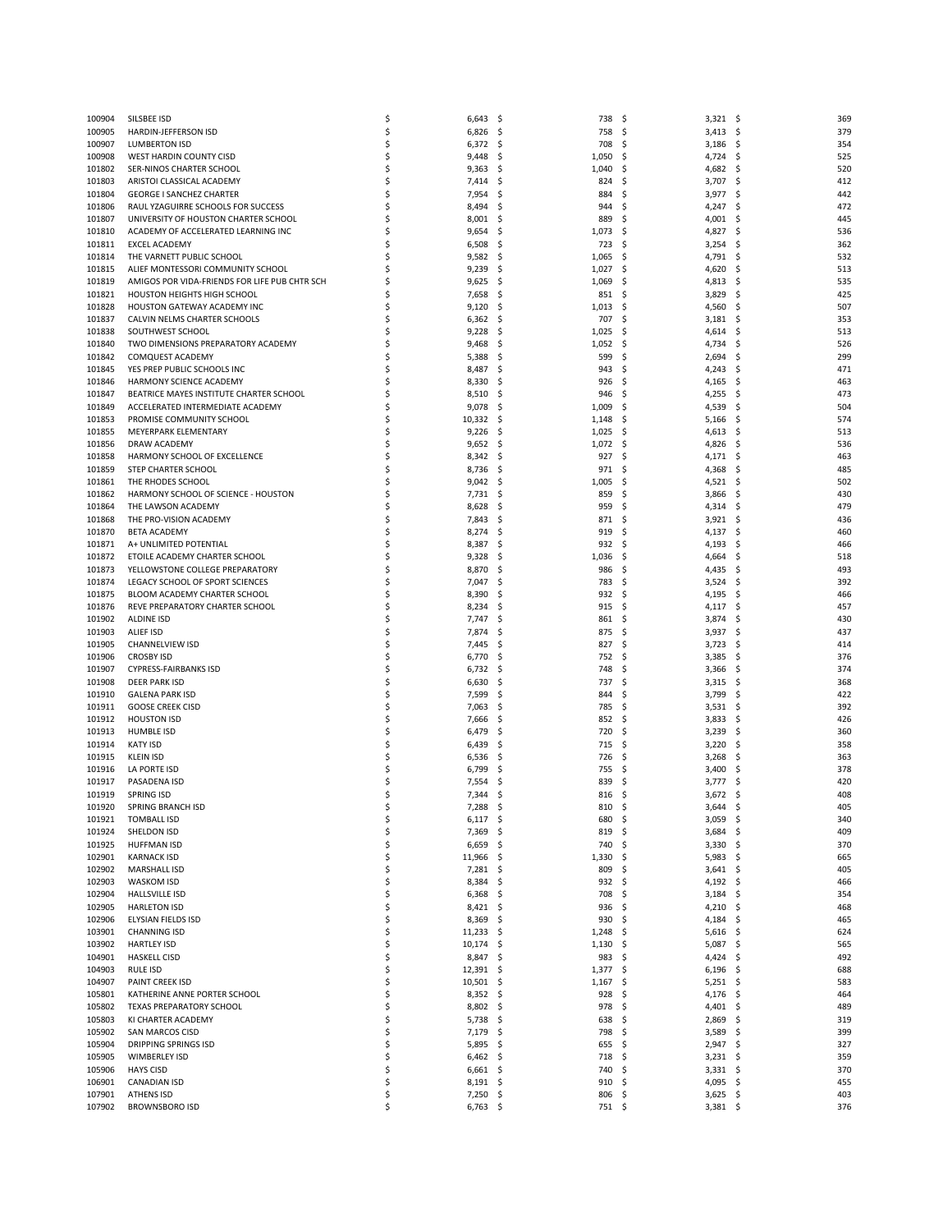| | | | | | |
|---|---|---|---|---|---|
| 100904 | SILSBEE ISD | $ 6,643 | $ 738 | $ 3,321 | $ 369 |
| 100905 | HARDIN-JEFFERSON ISD | $ 6,826 | $ 758 | $ 3,413 | $ 379 |
| 100907 | LUMBERTON ISD | $ 6,372 | $ 708 | $ 3,186 | $ 354 |
| 100908 | WEST HARDIN COUNTY CISD | $ 9,448 | $ 1,050 | $ 4,724 | $ 525 |
| 101802 | SER-NINOS CHARTER SCHOOL | $ 9,363 | $ 1,040 | $ 4,682 | $ 520 |
| 101803 | ARISTOI CLASSICAL ACADEMY | $ 7,414 | $ 824 | $ 3,707 | $ 412 |
| 101804 | GEORGE I SANCHEZ CHARTER | $ 7,954 | $ 884 | $ 3,977 | $ 442 |
| 101806 | RAUL YZAGUIRRE SCHOOLS FOR SUCCESS | $ 8,494 | $ 944 | $ 4,247 | $ 472 |
| 101807 | UNIVERSITY OF HOUSTON CHARTER SCHOOL | $ 8,001 | $ 889 | $ 4,001 | $ 445 |
| 101810 | ACADEMY OF ACCELERATED LEARNING INC | $ 9,654 | $ 1,073 | $ 4,827 | $ 536 |
| 101811 | EXCEL ACADEMY | $ 6,508 | $ 723 | $ 3,254 | $ 362 |
| 101814 | THE VARNETT PUBLIC SCHOOL | $ 9,582 | $ 1,065 | $ 4,791 | $ 532 |
| 101815 | ALIEF MONTESSORI COMMUNITY SCHOOL | $ 9,239 | $ 1,027 | $ 4,620 | $ 513 |
| 101819 | AMIGOS POR VIDA-FRIENDS FOR LIFE PUB CHTR SCH | $ 9,625 | $ 1,069 | $ 4,813 | $ 535 |
| 101821 | HOUSTON HEIGHTS HIGH SCHOOL | $ 7,658 | $ 851 | $ 3,829 | $ 425 |
| 101828 | HOUSTON GATEWAY ACADEMY INC | $ 9,120 | $ 1,013 | $ 4,560 | $ 507 |
| 101837 | CALVIN NELMS CHARTER SCHOOLS | $ 6,362 | $ 707 | $ 3,181 | $ 353 |
| 101838 | SOUTHWEST SCHOOL | $ 9,228 | $ 1,025 | $ 4,614 | $ 513 |
| 101840 | TWO DIMENSIONS PREPARATORY ACADEMY | $ 9,468 | $ 1,052 | $ 4,734 | $ 526 |
| 101842 | COMQUEST ACADEMY | $ 5,388 | $ 599 | $ 2,694 | $ 299 |
| 101845 | YES PREP PUBLIC SCHOOLS INC | $ 8,487 | $ 943 | $ 4,243 | $ 471 |
| 101846 | HARMONY SCIENCE ACADEMY | $ 8,330 | $ 926 | $ 4,165 | $ 463 |
| 101847 | BEATRICE MAYES INSTITUTE CHARTER SCHOOL | $ 8,510 | $ 946 | $ 4,255 | $ 473 |
| 101849 | ACCELERATED INTERMEDIATE ACADEMY | $ 9,078 | $ 1,009 | $ 4,539 | $ 504 |
| 101853 | PROMISE COMMUNITY SCHOOL | $ 10,332 | $ 1,148 | $ 5,166 | $ 574 |
| 101855 | MEYERPARK ELEMENTARY | $ 9,226 | $ 1,025 | $ 4,613 | $ 513 |
| 101856 | DRAW ACADEMY | $ 9,652 | $ 1,072 | $ 4,826 | $ 536 |
| 101858 | HARMONY SCHOOL OF EXCELLENCE | $ 8,342 | $ 927 | $ 4,171 | $ 463 |
| 101859 | STEP CHARTER SCHOOL | $ 8,736 | $ 971 | $ 4,368 | $ 485 |
| 101861 | THE RHODES SCHOOL | $ 9,042 | $ 1,005 | $ 4,521 | $ 502 |
| 101862 | HARMONY SCHOOL OF SCIENCE - HOUSTON | $ 7,731 | $ 859 | $ 3,866 | $ 430 |
| 101864 | THE LAWSON ACADEMY | $ 8,628 | $ 959 | $ 4,314 | $ 479 |
| 101868 | THE PRO-VISION ACADEMY | $ 7,843 | $ 871 | $ 3,921 | $ 436 |
| 101870 | BETA ACADEMY | $ 8,274 | $ 919 | $ 4,137 | $ 460 |
| 101871 | A+ UNLIMITED POTENTIAL | $ 8,387 | $ 932 | $ 4,193 | $ 466 |
| 101872 | ETOILE ACADEMY CHARTER SCHOOL | $ 9,328 | $ 1,036 | $ 4,664 | $ 518 |
| 101873 | YELLOWSTONE COLLEGE PREPARATORY | $ 8,870 | $ 986 | $ 4,435 | $ 493 |
| 101874 | LEGACY SCHOOL OF SPORT SCIENCES | $ 7,047 | $ 783 | $ 3,524 | $ 392 |
| 101875 | BLOOM ACADEMY CHARTER SCHOOL | $ 8,390 | $ 932 | $ 4,195 | $ 466 |
| 101876 | REVE PREPARATORY CHARTER SCHOOL | $ 8,234 | $ 915 | $ 4,117 | $ 457 |
| 101902 | ALDINE ISD | $ 7,747 | $ 861 | $ 3,874 | $ 430 |
| 101903 | ALIEF ISD | $ 7,874 | $ 875 | $ 3,937 | $ 437 |
| 101905 | CHANNELVIEW ISD | $ 7,445 | $ 827 | $ 3,723 | $ 414 |
| 101906 | CROSBY ISD | $ 6,770 | $ 752 | $ 3,385 | $ 376 |
| 101907 | CYPRESS-FAIRBANKS ISD | $ 6,732 | $ 748 | $ 3,366 | $ 374 |
| 101908 | DEER PARK ISD | $ 6,630 | $ 737 | $ 3,315 | $ 368 |
| 101910 | GALENA PARK ISD | $ 7,599 | $ 844 | $ 3,799 | $ 422 |
| 101911 | GOOSE CREEK CISD | $ 7,063 | $ 785 | $ 3,531 | $ 392 |
| 101912 | HOUSTON ISD | $ 7,666 | $ 852 | $ 3,833 | $ 426 |
| 101913 | HUMBLE ISD | $ 6,479 | $ 720 | $ 3,239 | $ 360 |
| 101914 | KATY ISD | $ 6,439 | $ 715 | $ 3,220 | $ 358 |
| 101915 | KLEIN ISD | $ 6,536 | $ 726 | $ 3,268 | $ 363 |
| 101916 | LA PORTE ISD | $ 6,799 | $ 755 | $ 3,400 | $ 378 |
| 101917 | PASADENA ISD | $ 7,554 | $ 839 | $ 3,777 | $ 420 |
| 101919 | SPRING ISD | $ 7,344 | $ 816 | $ 3,672 | $ 408 |
| 101920 | SPRING BRANCH ISD | $ 7,288 | $ 810 | $ 3,644 | $ 405 |
| 101921 | TOMBALL ISD | $ 6,117 | $ 680 | $ 3,059 | $ 340 |
| 101924 | SHELDON ISD | $ 7,369 | $ 819 | $ 3,684 | $ 409 |
| 101925 | HUFFMAN ISD | $ 6,659 | $ 740 | $ 3,330 | $ 370 |
| 102901 | KARNACK ISD | $ 11,966 | $ 1,330 | $ 5,983 | $ 665 |
| 102902 | MARSHALL ISD | $ 7,281 | $ 809 | $ 3,641 | $ 405 |
| 102903 | WASKOM ISD | $ 8,384 | $ 932 | $ 4,192 | $ 466 |
| 102904 | HALLSVILLE ISD | $ 6,368 | $ 708 | $ 3,184 | $ 354 |
| 102905 | HARLETON ISD | $ 8,421 | $ 936 | $ 4,210 | $ 468 |
| 102906 | ELYSIAN FIELDS ISD | $ 8,369 | $ 930 | $ 4,184 | $ 465 |
| 103901 | CHANNING ISD | $ 11,233 | $ 1,248 | $ 5,616 | $ 624 |
| 103902 | HARTLEY ISD | $ 10,174 | $ 1,130 | $ 5,087 | $ 565 |
| 104901 | HASKELL CISD | $ 8,847 | $ 983 | $ 4,424 | $ 492 |
| 104903 | RULE ISD | $ 12,391 | $ 1,377 | $ 6,196 | $ 688 |
| 104907 | PAINT CREEK ISD | $ 10,501 | $ 1,167 | $ 5,251 | $ 583 |
| 105801 | KATHERINE ANNE PORTER SCHOOL | $ 8,352 | $ 928 | $ 4,176 | $ 464 |
| 105802 | TEXAS PREPARATORY SCHOOL | $ 8,802 | $ 978 | $ 4,401 | $ 489 |
| 105803 | KI CHARTER ACADEMY | $ 5,738 | $ 638 | $ 2,869 | $ 319 |
| 105902 | SAN MARCOS CISD | $ 7,179 | $ 798 | $ 3,589 | $ 399 |
| 105904 | DRIPPING SPRINGS ISD | $ 5,895 | $ 655 | $ 2,947 | $ 327 |
| 105905 | WIMBERLEY ISD | $ 6,462 | $ 718 | $ 3,231 | $ 359 |
| 105906 | HAYS CISD | $ 6,661 | $ 740 | $ 3,331 | $ 370 |
| 106901 | CANADIAN ISD | $ 8,191 | $ 910 | $ 4,095 | $ 455 |
| 107901 | ATHENS ISD | $ 7,250 | $ 806 | $ 3,625 | $ 403 |
| 107902 | BROWNSBORO ISD | $ 6,763 | $ 751 | $ 3,381 | $ 376 |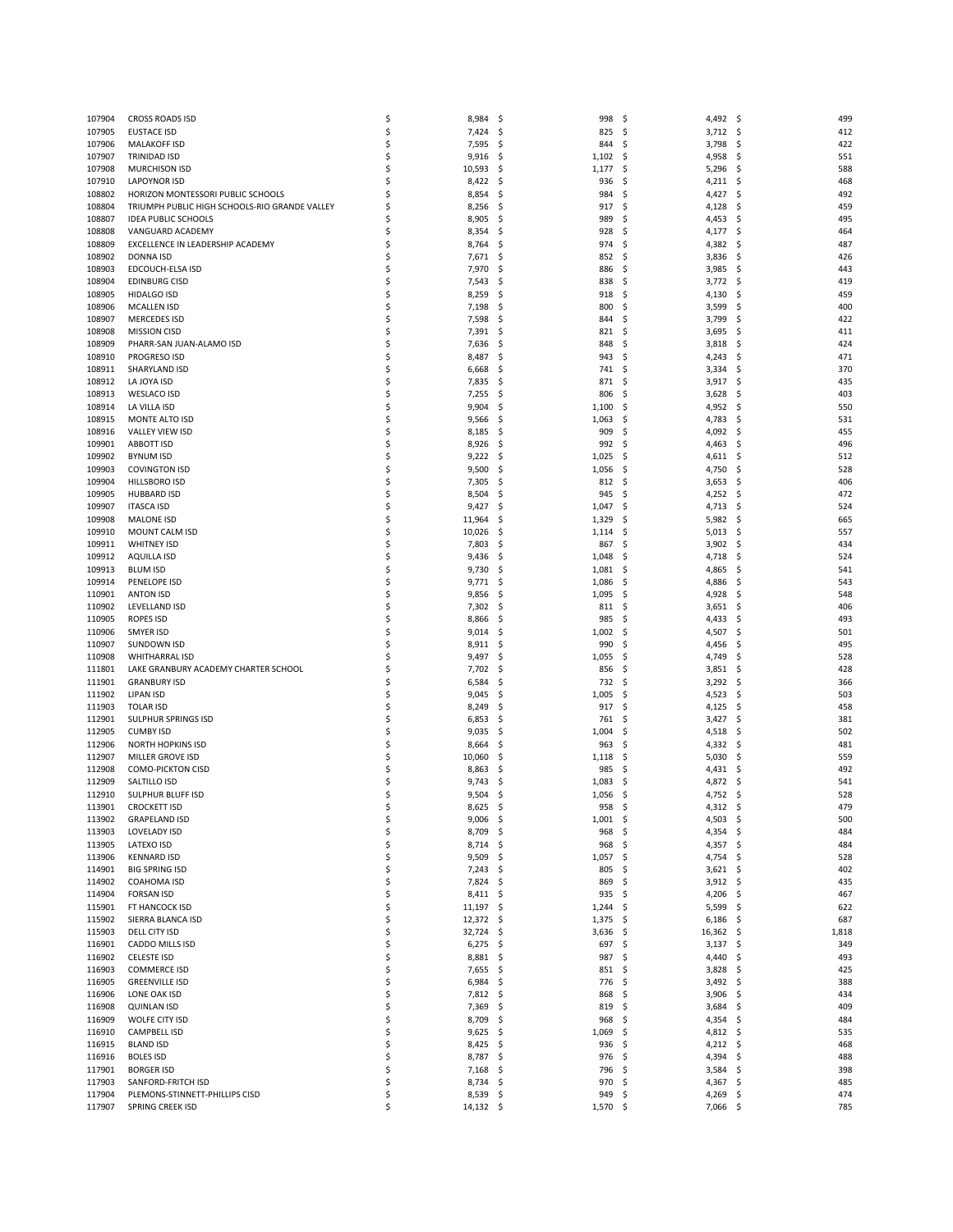| | | | | | |
|---|---|---|---|---|---|
| 107904 | CROSS ROADS ISD | $ 8,984 | $ 998 | $ 4,492 | $ 499 |
| 107905 | EUSTACE ISD | $ 7,424 | $ 825 | $ 3,712 | $ 412 |
| 107906 | MALAKOFF ISD | $ 7,595 | $ 844 | $ 3,798 | $ 422 |
| 107907 | TRINIDAD ISD | $ 9,916 | $ 1,102 | $ 4,958 | $ 551 |
| 107908 | MURCHISON ISD | $ 10,593 | $ 1,177 | $ 5,296 | $ 588 |
| 107910 | LAPOYNOR ISD | $ 8,422 | $ 936 | $ 4,211 | $ 468 |
| 108802 | HORIZON MONTESSORI PUBLIC SCHOOLS | $ 8,854 | $ 984 | $ 4,427 | $ 492 |
| 108804 | TRIUMPH PUBLIC HIGH SCHOOLS-RIO GRANDE VALLEY | $ 8,256 | $ 917 | $ 4,128 | $ 459 |
| 108807 | IDEA PUBLIC SCHOOLS | $ 8,905 | $ 989 | $ 4,453 | $ 495 |
| 108808 | VANGUARD ACADEMY | $ 8,354 | $ 928 | $ 4,177 | $ 464 |
| 108809 | EXCELLENCE IN LEADERSHIP ACADEMY | $ 8,764 | $ 974 | $ 4,382 | $ 487 |
| 108902 | DONNA ISD | $ 7,671 | $ 852 | $ 3,836 | $ 426 |
| 108903 | EDCOUCH-ELSA ISD | $ 7,970 | $ 886 | $ 3,985 | $ 443 |
| 108904 | EDINBURG CISD | $ 7,543 | $ 838 | $ 3,772 | $ 419 |
| 108905 | HIDALGO ISD | $ 8,259 | $ 918 | $ 4,130 | $ 459 |
| 108906 | MCALLEN ISD | $ 7,198 | $ 800 | $ 3,599 | $ 400 |
| 108907 | MERCEDES ISD | $ 7,598 | $ 844 | $ 3,799 | $ 422 |
| 108908 | MISSION CISD | $ 7,391 | $ 821 | $ 3,695 | $ 411 |
| 108909 | PHARR-SAN JUAN-ALAMO ISD | $ 7,636 | $ 848 | $ 3,818 | $ 424 |
| 108910 | PROGRESO ISD | $ 8,487 | $ 943 | $ 4,243 | $ 471 |
| 108911 | SHARYLAND ISD | $ 6,668 | $ 741 | $ 3,334 | $ 370 |
| 108912 | LA JOYA ISD | $ 7,835 | $ 871 | $ 3,917 | $ 435 |
| 108913 | WESLACO ISD | $ 7,255 | $ 806 | $ 3,628 | $ 403 |
| 108914 | LA VILLA ISD | $ 9,904 | $ 1,100 | $ 4,952 | $ 550 |
| 108915 | MONTE ALTO ISD | $ 9,566 | $ 1,063 | $ 4,783 | $ 531 |
| 108916 | VALLEY VIEW ISD | $ 8,185 | $ 909 | $ 4,092 | $ 455 |
| 109901 | ABBOTT ISD | $ 8,926 | $ 992 | $ 4,463 | $ 496 |
| 109902 | BYNUM ISD | $ 9,222 | $ 1,025 | $ 4,611 | $ 512 |
| 109903 | COVINGTON ISD | $ 9,500 | $ 1,056 | $ 4,750 | $ 528 |
| 109904 | HILLSBORO ISD | $ 7,305 | $ 812 | $ 3,653 | $ 406 |
| 109905 | HUBBARD ISD | $ 8,504 | $ 945 | $ 4,252 | $ 472 |
| 109907 | ITASCA ISD | $ 9,427 | $ 1,047 | $ 4,713 | $ 524 |
| 109908 | MALONE ISD | $ 11,964 | $ 1,329 | $ 5,982 | $ 665 |
| 109910 | MOUNT CALM ISD | $ 10,026 | $ 1,114 | $ 5,013 | $ 557 |
| 109911 | WHITNEY ISD | $ 7,803 | $ 867 | $ 3,902 | $ 434 |
| 109912 | AQUILLA ISD | $ 9,436 | $ 1,048 | $ 4,718 | $ 524 |
| 109913 | BLUM ISD | $ 9,730 | $ 1,081 | $ 4,865 | $ 541 |
| 109914 | PENELOPE ISD | $ 9,771 | $ 1,086 | $ 4,886 | $ 543 |
| 110901 | ANTON ISD | $ 9,856 | $ 1,095 | $ 4,928 | $ 548 |
| 110902 | LEVELLAND ISD | $ 7,302 | $ 811 | $ 3,651 | $ 406 |
| 110905 | ROPES ISD | $ 8,866 | $ 985 | $ 4,433 | $ 493 |
| 110906 | SMYER ISD | $ 9,014 | $ 1,002 | $ 4,507 | $ 501 |
| 110907 | SUNDOWN ISD | $ 8,911 | $ 990 | $ 4,456 | $ 495 |
| 110908 | WHITHARRAL ISD | $ 9,497 | $ 1,055 | $ 4,749 | $ 528 |
| 111801 | LAKE GRANBURY ACADEMY CHARTER SCHOOL | $ 7,702 | $ 856 | $ 3,851 | $ 428 |
| 111901 | GRANBURY ISD | $ 6,584 | $ 732 | $ 3,292 | $ 366 |
| 111902 | LIPAN ISD | $ 9,045 | $ 1,005 | $ 4,523 | $ 503 |
| 111903 | TOLAR ISD | $ 8,249 | $ 917 | $ 4,125 | $ 458 |
| 112901 | SULPHUR SPRINGS ISD | $ 6,853 | $ 761 | $ 3,427 | $ 381 |
| 112905 | CUMBY ISD | $ 9,035 | $ 1,004 | $ 4,518 | $ 502 |
| 112906 | NORTH HOPKINS ISD | $ 8,664 | $ 963 | $ 4,332 | $ 481 |
| 112907 | MILLER GROVE ISD | $ 10,060 | $ 1,118 | $ 5,030 | $ 559 |
| 112908 | COMO-PICKTON CISD | $ 8,863 | $ 985 | $ 4,431 | $ 492 |
| 112909 | SALTILLO ISD | $ 9,743 | $ 1,083 | $ 4,872 | $ 541 |
| 112910 | SULPHUR BLUFF ISD | $ 9,504 | $ 1,056 | $ 4,752 | $ 528 |
| 113901 | CROCKETT ISD | $ 8,625 | $ 958 | $ 4,312 | $ 479 |
| 113902 | GRAPELAND ISD | $ 9,006 | $ 1,001 | $ 4,503 | $ 500 |
| 113903 | LOVELADY ISD | $ 8,709 | $ 968 | $ 4,354 | $ 484 |
| 113905 | LATEXO ISD | $ 8,714 | $ 968 | $ 4,357 | $ 484 |
| 113906 | KENNARD ISD | $ 9,509 | $ 1,057 | $ 4,754 | $ 528 |
| 114901 | BIG SPRING ISD | $ 7,243 | $ 805 | $ 3,621 | $ 402 |
| 114902 | COAHOMA ISD | $ 7,824 | $ 869 | $ 3,912 | $ 435 |
| 114904 | FORSAN ISD | $ 8,411 | $ 935 | $ 4,206 | $ 467 |
| 115901 | FT HANCOCK ISD | $ 11,197 | $ 1,244 | $ 5,599 | $ 622 |
| 115902 | SIERRA BLANCA ISD | $ 12,372 | $ 1,375 | $ 6,186 | $ 687 |
| 115903 | DELL CITY ISD | $ 32,724 | $ 3,636 | $ 16,362 | $ 1,818 |
| 116901 | CADDO MILLS ISD | $ 6,275 | $ 697 | $ 3,137 | $ 349 |
| 116902 | CELESTE ISD | $ 8,881 | $ 987 | $ 4,440 | $ 493 |
| 116903 | COMMERCE ISD | $ 7,655 | $ 851 | $ 3,828 | $ 425 |
| 116905 | GREENVILLE ISD | $ 6,984 | $ 776 | $ 3,492 | $ 388 |
| 116906 | LONE OAK ISD | $ 7,812 | $ 868 | $ 3,906 | $ 434 |
| 116908 | QUINLAN ISD | $ 7,369 | $ 819 | $ 3,684 | $ 409 |
| 116909 | WOLFE CITY ISD | $ 8,709 | $ 968 | $ 4,354 | $ 484 |
| 116910 | CAMPBELL ISD | $ 9,625 | $ 1,069 | $ 4,812 | $ 535 |
| 116915 | BLAND ISD | $ 8,425 | $ 936 | $ 4,212 | $ 468 |
| 116916 | BOLES ISD | $ 8,787 | $ 976 | $ 4,394 | $ 488 |
| 117901 | BORGER ISD | $ 7,168 | $ 796 | $ 3,584 | $ 398 |
| 117903 | SANFORD-FRITCH ISD | $ 8,734 | $ 970 | $ 4,367 | $ 485 |
| 117904 | PLEMONS-STINNETT-PHILLIPS CISD | $ 8,539 | $ 949 | $ 4,269 | $ 474 |
| 117907 | SPRING CREEK ISD | $ 14,132 | $ 1,570 | $ 7,066 | $ 785 |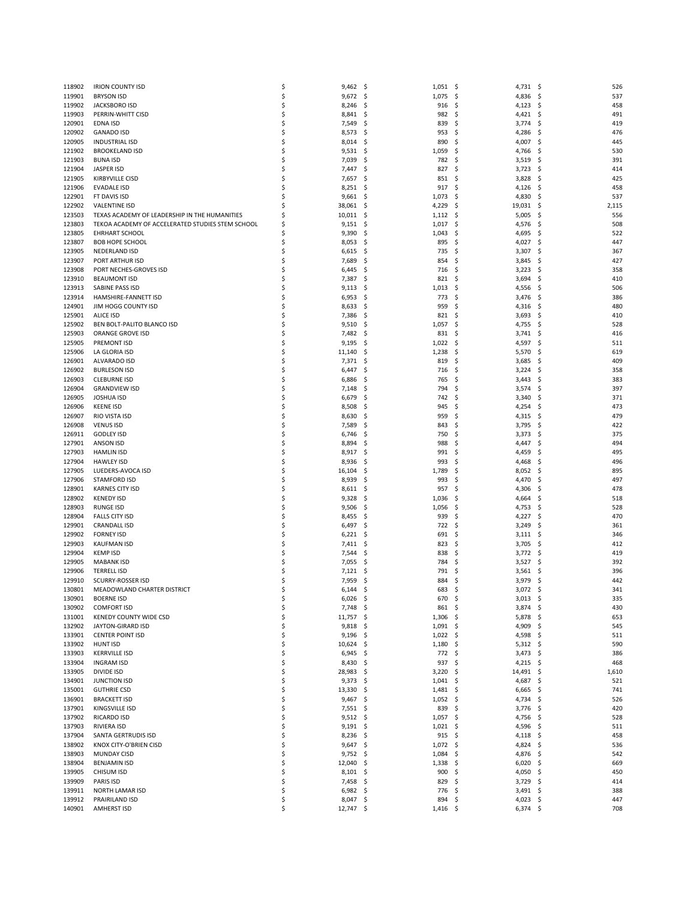| | | | | | |
|---|---|---|---|---|---|
| 118902 | IRION COUNTY ISD | $ 9,462 | $ 1,051 | $ 4,731 | $ 526 |
| 119901 | BRYSON ISD | $ 9,672 | $ 1,075 | $ 4,836 | $ 537 |
| 119902 | JACKSBORO ISD | $ 8,246 | $ 916 | $ 4,123 | $ 458 |
| 119903 | PERRIN-WHITT CISD | $ 8,841 | $ 982 | $ 4,421 | $ 491 |
| 120901 | EDNA ISD | $ 7,549 | $ 839 | $ 3,774 | $ 419 |
| 120902 | GANADO ISD | $ 8,573 | $ 953 | $ 4,286 | $ 476 |
| 120905 | INDUSTRIAL ISD | $ 8,014 | $ 890 | $ 4,007 | $ 445 |
| 121902 | BROOKELAND ISD | $ 9,531 | $ 1,059 | $ 4,766 | $ 530 |
| 121903 | BUNA ISD | $ 7,039 | $ 782 | $ 3,519 | $ 391 |
| 121904 | JASPER ISD | $ 7,447 | $ 827 | $ 3,723 | $ 414 |
| 121905 | KIRBYVILLE CISD | $ 7,657 | $ 851 | $ 3,828 | $ 425 |
| 121906 | EVADALE ISD | $ 8,251 | $ 917 | $ 4,126 | $ 458 |
| 122901 | FT DAVIS ISD | $ 9,661 | $ 1,073 | $ 4,830 | $ 537 |
| 122902 | VALENTINE ISD | $ 38,061 | $ 4,229 | $ 19,031 | $ 2,115 |
| 123503 | TEXAS ACADEMY OF LEADERSHIP IN THE HUMANITIES | $ 10,011 | $ 1,112 | $ 5,005 | $ 556 |
| 123803 | TEKOA ACADEMY OF ACCELERATED STUDIES STEM SCHOOL | $ 9,151 | $ 1,017 | $ 4,576 | $ 508 |
| 123805 | EHRHART SCHOOL | $ 9,390 | $ 1,043 | $ 4,695 | $ 522 |
| 123807 | BOB HOPE SCHOOL | $ 8,053 | $ 895 | $ 4,027 | $ 447 |
| 123905 | NEDERLAND ISD | $ 6,615 | $ 735 | $ 3,307 | $ 367 |
| 123907 | PORT ARTHUR ISD | $ 7,689 | $ 854 | $ 3,845 | $ 427 |
| 123908 | PORT NECHES-GROVES ISD | $ 6,445 | $ 716 | $ 3,223 | $ 358 |
| 123910 | BEAUMONT ISD | $ 7,387 | $ 821 | $ 3,694 | $ 410 |
| 123913 | SABINE PASS ISD | $ 9,113 | $ 1,013 | $ 4,556 | $ 506 |
| 123914 | HAMSHIRE-FANNETT ISD | $ 6,953 | $ 773 | $ 3,476 | $ 386 |
| 124901 | JIM HOGG COUNTY ISD | $ 8,633 | $ 959 | $ 4,316 | $ 480 |
| 125901 | ALICE ISD | $ 7,386 | $ 821 | $ 3,693 | $ 410 |
| 125902 | BEN BOLT-PALITO BLANCO ISD | $ 9,510 | $ 1,057 | $ 4,755 | $ 528 |
| 125903 | ORANGE GROVE ISD | $ 7,482 | $ 831 | $ 3,741 | $ 416 |
| 125905 | PREMONT ISD | $ 9,195 | $ 1,022 | $ 4,597 | $ 511 |
| 125906 | LA GLORIA ISD | $ 11,140 | $ 1,238 | $ 5,570 | $ 619 |
| 126901 | ALVARADO ISD | $ 7,371 | $ 819 | $ 3,685 | $ 409 |
| 126902 | BURLESON ISD | $ 6,447 | $ 716 | $ 3,224 | $ 358 |
| 126903 | CLEBURNE ISD | $ 6,886 | $ 765 | $ 3,443 | $ 383 |
| 126904 | GRANDVIEW ISD | $ 7,148 | $ 794 | $ 3,574 | $ 397 |
| 126905 | JOSHUA ISD | $ 6,679 | $ 742 | $ 3,340 | $ 371 |
| 126906 | KEENE ISD | $ 8,508 | $ 945 | $ 4,254 | $ 473 |
| 126907 | RIO VISTA ISD | $ 8,630 | $ 959 | $ 4,315 | $ 479 |
| 126908 | VENUS ISD | $ 7,589 | $ 843 | $ 3,795 | $ 422 |
| 126911 | GODLEY ISD | $ 6,746 | $ 750 | $ 3,373 | $ 375 |
| 127901 | ANSON ISD | $ 8,894 | $ 988 | $ 4,447 | $ 494 |
| 127903 | HAMLIN ISD | $ 8,917 | $ 991 | $ 4,459 | $ 495 |
| 127904 | HAWLEY ISD | $ 8,936 | $ 993 | $ 4,468 | $ 496 |
| 127905 | LUEDERS-AVOCA ISD | $ 16,104 | $ 1,789 | $ 8,052 | $ 895 |
| 127906 | STAMFORD ISD | $ 8,939 | $ 993 | $ 4,470 | $ 497 |
| 128901 | KARNES CITY ISD | $ 8,611 | $ 957 | $ 4,306 | $ 478 |
| 128902 | KENEDY ISD | $ 9,328 | $ 1,036 | $ 4,664 | $ 518 |
| 128903 | RUNGE ISD | $ 9,506 | $ 1,056 | $ 4,753 | $ 528 |
| 128904 | FALLS CITY ISD | $ 8,455 | $ 939 | $ 4,227 | $ 470 |
| 129901 | CRANDALL ISD | $ 6,497 | $ 722 | $ 3,249 | $ 361 |
| 129902 | FORNEY ISD | $ 6,221 | $ 691 | $ 3,111 | $ 346 |
| 129903 | KAUFMAN ISD | $ 7,411 | $ 823 | $ 3,705 | $ 412 |
| 129904 | KEMP ISD | $ 7,544 | $ 838 | $ 3,772 | $ 419 |
| 129905 | MABANK ISD | $ 7,055 | $ 784 | $ 3,527 | $ 392 |
| 129906 | TERRELL ISD | $ 7,121 | $ 791 | $ 3,561 | $ 396 |
| 129910 | SCURRY-ROSSER ISD | $ 7,959 | $ 884 | $ 3,979 | $ 442 |
| 130801 | MEADOWLAND CHARTER DISTRICT | $ 6,144 | $ 683 | $ 3,072 | $ 341 |
| 130901 | BOERNE ISD | $ 6,026 | $ 670 | $ 3,013 | $ 335 |
| 130902 | COMFORT ISD | $ 7,748 | $ 861 | $ 3,874 | $ 430 |
| 131001 | KENEDY COUNTY WIDE CSD | $ 11,757 | $ 1,306 | $ 5,878 | $ 653 |
| 132902 | JAYTON-GIRARD ISD | $ 9,818 | $ 1,091 | $ 4,909 | $ 545 |
| 133901 | CENTER POINT ISD | $ 9,196 | $ 1,022 | $ 4,598 | $ 511 |
| 133902 | HUNT ISD | $ 10,624 | $ 1,180 | $ 5,312 | $ 590 |
| 133903 | KERRVILLE ISD | $ 6,945 | $ 772 | $ 3,473 | $ 386 |
| 133904 | INGRAM ISD | $ 8,430 | $ 937 | $ 4,215 | $ 468 |
| 133905 | DIVIDE ISD | $ 28,983 | $ 3,220 | $ 14,491 | $ 1,610 |
| 134901 | JUNCTION ISD | $ 9,373 | $ 1,041 | $ 4,687 | $ 521 |
| 135001 | GUTHRIE CSD | $ 13,330 | $ 1,481 | $ 6,665 | $ 741 |
| 136901 | BRACKETT ISD | $ 9,467 | $ 1,052 | $ 4,734 | $ 526 |
| 137901 | KINGSVILLE ISD | $ 7,551 | $ 839 | $ 3,776 | $ 420 |
| 137902 | RICARDO ISD | $ 9,512 | $ 1,057 | $ 4,756 | $ 528 |
| 137903 | RIVIERA ISD | $ 9,191 | $ 1,021 | $ 4,596 | $ 511 |
| 137904 | SANTA GERTRUDIS ISD | $ 8,236 | $ 915 | $ 4,118 | $ 458 |
| 138902 | KNOX CITY-O'BRIEN CISD | $ 9,647 | $ 1,072 | $ 4,824 | $ 536 |
| 138903 | MUNDAY CISD | $ 9,752 | $ 1,084 | $ 4,876 | $ 542 |
| 138904 | BENJAMIN ISD | $ 12,040 | $ 1,338 | $ 6,020 | $ 669 |
| 139905 | CHISUM ISD | $ 8,101 | $ 900 | $ 4,050 | $ 450 |
| 139909 | PARIS ISD | $ 7,458 | $ 829 | $ 3,729 | $ 414 |
| 139911 | NORTH LAMAR ISD | $ 6,982 | $ 776 | $ 3,491 | $ 388 |
| 139912 | PRAIRILAND ISD | $ 8,047 | $ 894 | $ 4,023 | $ 447 |
| 140901 | AMHERST ISD | $ 12,747 | $ 1,416 | $ 6,374 | $ 708 |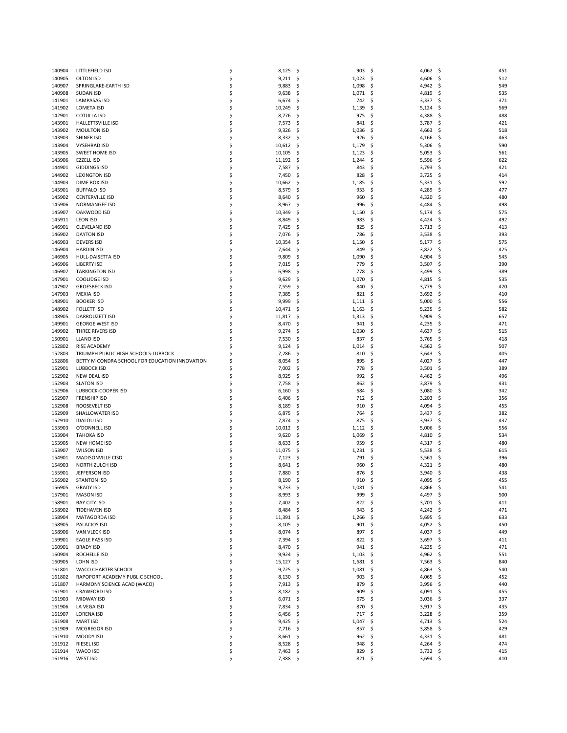| | | | | | |
|---|---|---|---|---|---|
| 140904 | LITTLEFIELD ISD | $ 8,125 | $ 903 | $ 4,062 | $ 451 |
| 140905 | OLTON ISD | $ 9,211 | $ 1,023 | $ 4,606 | $ 512 |
| 140907 | SPRINGLAKE-EARTH ISD | $ 9,883 | $ 1,098 | $ 4,942 | $ 549 |
| 140908 | SUDAN ISD | $ 9,638 | $ 1,071 | $ 4,819 | $ 535 |
| 141901 | LAMPASAS ISD | $ 6,674 | $ 742 | $ 3,337 | $ 371 |
| 141902 | LOMETA ISD | $ 10,249 | $ 1,139 | $ 5,124 | $ 569 |
| 142901 | COTULLA ISD | $ 8,776 | $ 975 | $ 4,388 | $ 488 |
| 143901 | HALLETTSVILLE ISD | $ 7,573 | $ 841 | $ 3,787 | $ 421 |
| 143902 | MOULTON ISD | $ 9,326 | $ 1,036 | $ 4,663 | $ 518 |
| 143903 | SHINER ISD | $ 8,332 | $ 926 | $ 4,166 | $ 463 |
| 143904 | VYSEHRAD ISD | $ 10,612 | $ 1,179 | $ 5,306 | $ 590 |
| 143905 | SWEET HOME ISD | $ 10,105 | $ 1,123 | $ 5,053 | $ 561 |
| 143906 | EZZELL ISD | $ 11,192 | $ 1,244 | $ 5,596 | $ 622 |
| 144901 | GIDDINGS ISD | $ 7,587 | $ 843 | $ 3,793 | $ 421 |
| 144902 | LEXINGTON ISD | $ 7,450 | $ 828 | $ 3,725 | $ 414 |
| 144903 | DIME BOX ISD | $ 10,662 | $ 1,185 | $ 5,331 | $ 592 |
| 145901 | BUFFALO ISD | $ 8,579 | $ 953 | $ 4,289 | $ 477 |
| 145902 | CENTERVILLE ISD | $ 8,640 | $ 960 | $ 4,320 | $ 480 |
| 145906 | NORMANGEE ISD | $ 8,967 | $ 996 | $ 4,484 | $ 498 |
| 145907 | OAKWOOD ISD | $ 10,349 | $ 1,150 | $ 5,174 | $ 575 |
| 145911 | LEON ISD | $ 8,849 | $ 983 | $ 4,424 | $ 492 |
| 146901 | CLEVELAND ISD | $ 7,425 | $ 825 | $ 3,713 | $ 413 |
| 146902 | DAYTON ISD | $ 7,076 | $ 786 | $ 3,538 | $ 393 |
| 146903 | DEVERS ISD | $ 10,354 | $ 1,150 | $ 5,177 | $ 575 |
| 146904 | HARDIN ISD | $ 7,644 | $ 849 | $ 3,822 | $ 425 |
| 146905 | HULL-DAISETTA ISD | $ 9,809 | $ 1,090 | $ 4,904 | $ 545 |
| 146906 | LIBERTY ISD | $ 7,015 | $ 779 | $ 3,507 | $ 390 |
| 146907 | TARKINGTON ISD | $ 6,998 | $ 778 | $ 3,499 | $ 389 |
| 147901 | COOLIDGE ISD | $ 9,629 | $ 1,070 | $ 4,815 | $ 535 |
| 147902 | GROESBECK ISD | $ 7,559 | $ 840 | $ 3,779 | $ 420 |
| 147903 | MEXIA ISD | $ 7,385 | $ 821 | $ 3,692 | $ 410 |
| 148901 | BOOKER ISD | $ 9,999 | $ 1,111 | $ 5,000 | $ 556 |
| 148902 | FOLLETT ISD | $ 10,471 | $ 1,163 | $ 5,235 | $ 582 |
| 148905 | DARROUZETT ISD | $ 11,817 | $ 1,313 | $ 5,909 | $ 657 |
| 149901 | GEORGE WEST ISD | $ 8,470 | $ 941 | $ 4,235 | $ 471 |
| 149902 | THREE RIVERS ISD | $ 9,274 | $ 1,030 | $ 4,637 | $ 515 |
| 150901 | LLANO ISD | $ 7,530 | $ 837 | $ 3,765 | $ 418 |
| 152802 | RISE ACADEMY | $ 9,124 | $ 1,014 | $ 4,562 | $ 507 |
| 152803 | TRIUMPH PUBLIC HIGH SCHOOLS-LUBBOCK | $ 7,286 | $ 810 | $ 3,643 | $ 405 |
| 152806 | BETTY M CONDRA SCHOOL FOR EDUCATION INNOVATION | $ 8,054 | $ 895 | $ 4,027 | $ 447 |
| 152901 | LUBBOCK ISD | $ 7,002 | $ 778 | $ 3,501 | $ 389 |
| 152902 | NEW DEAL ISD | $ 8,925 | $ 992 | $ 4,462 | $ 496 |
| 152903 | SLATON ISD | $ 7,758 | $ 862 | $ 3,879 | $ 431 |
| 152906 | LUBBOCK-COOPER ISD | $ 6,160 | $ 684 | $ 3,080 | $ 342 |
| 152907 | FRENSHIP ISD | $ 6,406 | $ 712 | $ 3,203 | $ 356 |
| 152908 | ROOSEVELT ISD | $ 8,189 | $ 910 | $ 4,094 | $ 455 |
| 152909 | SHALLOWATER ISD | $ 6,875 | $ 764 | $ 3,437 | $ 382 |
| 152910 | IDALOU ISD | $ 7,874 | $ 875 | $ 3,937 | $ 437 |
| 153903 | O'DONNELL ISD | $ 10,012 | $ 1,112 | $ 5,006 | $ 556 |
| 153904 | TAHOKA ISD | $ 9,620 | $ 1,069 | $ 4,810 | $ 534 |
| 153905 | NEW HOME ISD | $ 8,633 | $ 959 | $ 4,317 | $ 480 |
| 153907 | WILSON ISD | $ 11,075 | $ 1,231 | $ 5,538 | $ 615 |
| 154901 | MADISONVILLE CISD | $ 7,123 | $ 791 | $ 3,561 | $ 396 |
| 154903 | NORTH ZULCH ISD | $ 8,641 | $ 960 | $ 4,321 | $ 480 |
| 155901 | JEFFERSON ISD | $ 7,880 | $ 876 | $ 3,940 | $ 438 |
| 156902 | STANTON ISD | $ 8,190 | $ 910 | $ 4,095 | $ 455 |
| 156905 | GRADY ISD | $ 9,733 | $ 1,081 | $ 4,866 | $ 541 |
| 157901 | MASON ISD | $ 8,993 | $ 999 | $ 4,497 | $ 500 |
| 158901 | BAY CITY ISD | $ 7,402 | $ 822 | $ 3,701 | $ 411 |
| 158902 | TIDEHAVEN ISD | $ 8,484 | $ 943 | $ 4,242 | $ 471 |
| 158904 | MATAGORDA ISD | $ 11,391 | $ 1,266 | $ 5,695 | $ 633 |
| 158905 | PALACIOS ISD | $ 8,105 | $ 901 | $ 4,052 | $ 450 |
| 158906 | VAN VLECK ISD | $ 8,074 | $ 897 | $ 4,037 | $ 449 |
| 159901 | EAGLE PASS ISD | $ 7,394 | $ 822 | $ 3,697 | $ 411 |
| 160901 | BRADY ISD | $ 8,470 | $ 941 | $ 4,235 | $ 471 |
| 160904 | ROCHELLE ISD | $ 9,924 | $ 1,103 | $ 4,962 | $ 551 |
| 160905 | LOHN ISD | $ 15,127 | $ 1,681 | $ 7,563 | $ 840 |
| 161801 | WACO CHARTER SCHOOL | $ 9,725 | $ 1,081 | $ 4,863 | $ 540 |
| 161802 | RAPOPORT ACADEMY PUBLIC SCHOOL | $ 8,130 | $ 903 | $ 4,065 | $ 452 |
| 161807 | HARMONY SCIENCE ACAD (WACO) | $ 7,913 | $ 879 | $ 3,956 | $ 440 |
| 161901 | CRAWFORD ISD | $ 8,182 | $ 909 | $ 4,091 | $ 455 |
| 161903 | MIDWAY ISD | $ 6,071 | $ 675 | $ 3,036 | $ 337 |
| 161906 | LA VEGA ISD | $ 7,834 | $ 870 | $ 3,917 | $ 435 |
| 161907 | LORENA ISD | $ 6,456 | $ 717 | $ 3,228 | $ 359 |
| 161908 | MART ISD | $ 9,425 | $ 1,047 | $ 4,713 | $ 524 |
| 161909 | MCGREGOR ISD | $ 7,716 | $ 857 | $ 3,858 | $ 429 |
| 161910 | MOODY ISD | $ 8,661 | $ 962 | $ 4,331 | $ 481 |
| 161912 | RIESEL ISD | $ 8,528 | $ 948 | $ 4,264 | $ 474 |
| 161914 | WACO ISD | $ 7,463 | $ 829 | $ 3,732 | $ 415 |
| 161916 | WEST ISD | $ 7,388 | $ 821 | $ 3,694 | $ 410 |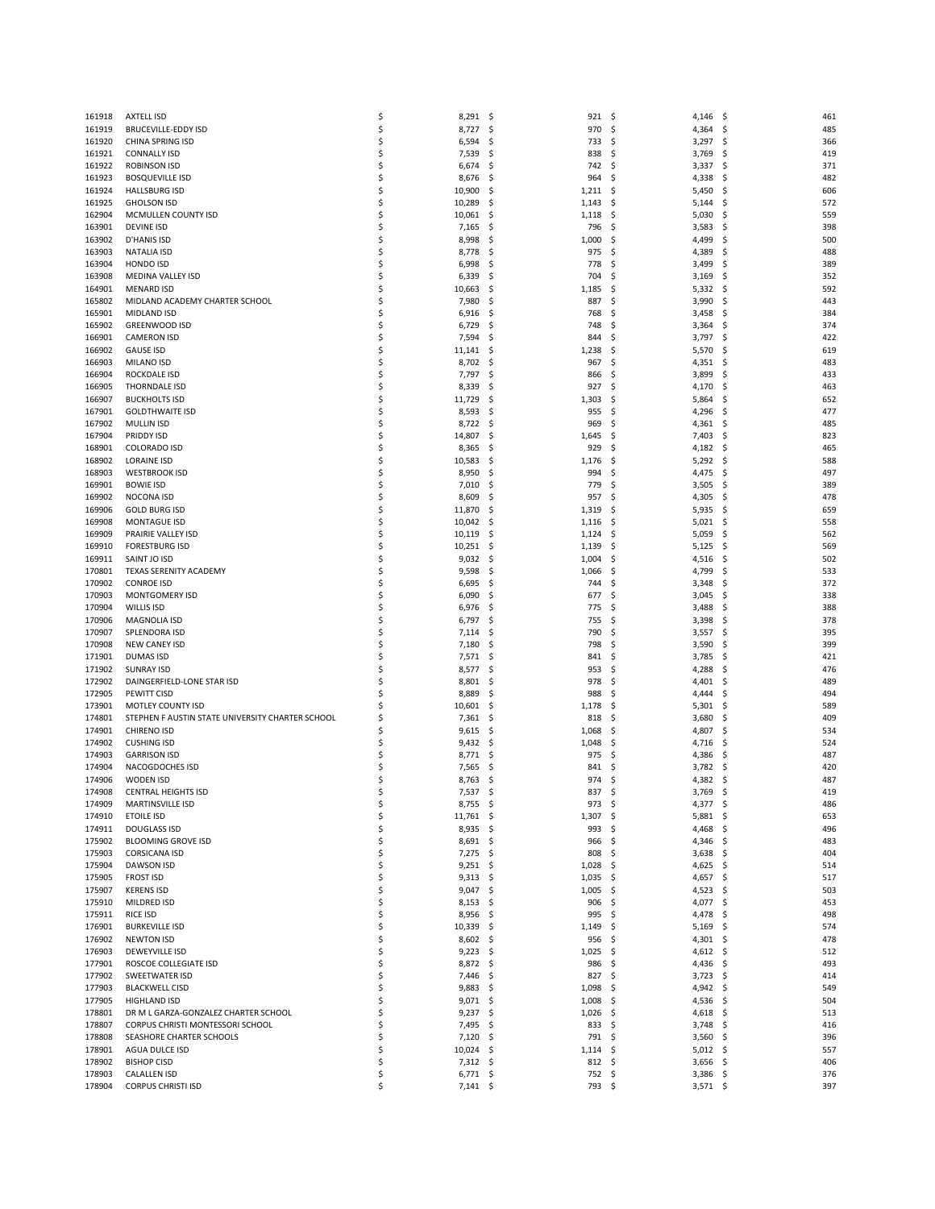| | | | | | |
|---|---|---|---|---|---|
| 161918 | AXTELL ISD | $ 8,291 | $ 921 | $ 4,146 | $ 461 |
| 161919 | BRUCEVILLE-EDDY ISD | $ 8,727 | $ 970 | $ 4,364 | $ 485 |
| 161920 | CHINA SPRING ISD | $ 6,594 | $ 733 | $ 3,297 | $ 366 |
| 161921 | CONNALLY ISD | $ 7,539 | $ 838 | $ 3,769 | $ 419 |
| 161922 | ROBINSON ISD | $ 6,674 | $ 742 | $ 3,337 | $ 371 |
| 161923 | BOSQUEVILLE ISD | $ 8,676 | $ 964 | $ 4,338 | $ 482 |
| 161924 | HALLSBURG ISD | $ 10,900 | $ 1,211 | $ 5,450 | $ 606 |
| 161925 | GHOLSON ISD | $ 10,289 | $ 1,143 | $ 5,144 | $ 572 |
| 162904 | MCMULLEN COUNTY ISD | $ 10,061 | $ 1,118 | $ 5,030 | $ 559 |
| 163901 | DEVINE ISD | $ 7,165 | $ 796 | $ 3,583 | $ 398 |
| 163902 | D'HANIS ISD | $ 8,998 | $ 1,000 | $ 4,499 | $ 500 |
| 163903 | NATALIA ISD | $ 8,778 | $ 975 | $ 4,389 | $ 488 |
| 163904 | HONDO ISD | $ 6,998 | $ 778 | $ 3,499 | $ 389 |
| 163908 | MEDINA VALLEY ISD | $ 6,339 | $ 704 | $ 3,169 | $ 352 |
| 164901 | MENARD ISD | $ 10,663 | $ 1,185 | $ 5,332 | $ 592 |
| 165802 | MIDLAND ACADEMY CHARTER SCHOOL | $ 7,980 | $ 887 | $ 3,990 | $ 443 |
| 165901 | MIDLAND ISD | $ 6,916 | $ 768 | $ 3,458 | $ 384 |
| 165902 | GREENWOOD ISD | $ 6,729 | $ 748 | $ 3,364 | $ 374 |
| 166901 | CAMERON ISD | $ 7,594 | $ 844 | $ 3,797 | $ 422 |
| 166902 | GAUSE ISD | $ 11,141 | $ 1,238 | $ 5,570 | $ 619 |
| 166903 | MILANO ISD | $ 8,702 | $ 967 | $ 4,351 | $ 483 |
| 166904 | ROCKDALE ISD | $ 7,797 | $ 866 | $ 3,899 | $ 433 |
| 166905 | THORNDALE ISD | $ 8,339 | $ 927 | $ 4,170 | $ 463 |
| 166907 | BUCKHOLTS ISD | $ 11,729 | $ 1,303 | $ 5,864 | $ 652 |
| 167901 | GOLDTHWAITE ISD | $ 8,593 | $ 955 | $ 4,296 | $ 477 |
| 167902 | MULLIN ISD | $ 8,722 | $ 969 | $ 4,361 | $ 485 |
| 167904 | PRIDDY ISD | $ 14,807 | $ 1,645 | $ 7,403 | $ 823 |
| 168901 | COLORADO ISD | $ 8,365 | $ 929 | $ 4,182 | $ 465 |
| 168902 | LORAINE ISD | $ 10,583 | $ 1,176 | $ 5,292 | $ 588 |
| 168903 | WESTBROOK ISD | $ 8,950 | $ 994 | $ 4,475 | $ 497 |
| 169901 | BOWIE ISD | $ 7,010 | $ 779 | $ 3,505 | $ 389 |
| 169902 | NOCONA ISD | $ 8,609 | $ 957 | $ 4,305 | $ 478 |
| 169906 | GOLD BURG ISD | $ 11,870 | $ 1,319 | $ 5,935 | $ 659 |
| 169908 | MONTAGUE ISD | $ 10,042 | $ 1,116 | $ 5,021 | $ 558 |
| 169909 | PRAIRIE VALLEY ISD | $ 10,119 | $ 1,124 | $ 5,059 | $ 562 |
| 169910 | FORESTBURG ISD | $ 10,251 | $ 1,139 | $ 5,125 | $ 569 |
| 169911 | SAINT JO ISD | $ 9,032 | $ 1,004 | $ 4,516 | $ 502 |
| 170801 | TEXAS SERENITY ACADEMY | $ 9,598 | $ 1,066 | $ 4,799 | $ 533 |
| 170902 | CONROE ISD | $ 6,695 | $ 744 | $ 3,348 | $ 372 |
| 170903 | MONTGOMERY ISD | $ 6,090 | $ 677 | $ 3,045 | $ 338 |
| 170904 | WILLIS ISD | $ 6,976 | $ 775 | $ 3,488 | $ 388 |
| 170906 | MAGNOLIA ISD | $ 6,797 | $ 755 | $ 3,398 | $ 378 |
| 170907 | SPLENDORA ISD | $ 7,114 | $ 790 | $ 3,557 | $ 395 |
| 170908 | NEW CANEY ISD | $ 7,180 | $ 798 | $ 3,590 | $ 399 |
| 171901 | DUMAS ISD | $ 7,571 | $ 841 | $ 3,785 | $ 421 |
| 171902 | SUNRAY ISD | $ 8,577 | $ 953 | $ 4,288 | $ 476 |
| 172902 | DAINGERFIELD-LONE STAR ISD | $ 8,801 | $ 978 | $ 4,401 | $ 489 |
| 172905 | PEWITT CISD | $ 8,889 | $ 988 | $ 4,444 | $ 494 |
| 173901 | MOTLEY COUNTY ISD | $ 10,601 | $ 1,178 | $ 5,301 | $ 589 |
| 174801 | STEPHEN F AUSTIN STATE UNIVERSITY CHARTER SCHOOL | $ 7,361 | $ 818 | $ 3,680 | $ 409 |
| 174901 | CHIRENO ISD | $ 9,615 | $ 1,068 | $ 4,807 | $ 534 |
| 174902 | CUSHING ISD | $ 9,432 | $ 1,048 | $ 4,716 | $ 524 |
| 174903 | GARRISON ISD | $ 8,771 | $ 975 | $ 4,386 | $ 487 |
| 174904 | NACOGDOCHES ISD | $ 7,565 | $ 841 | $ 3,782 | $ 420 |
| 174906 | WODEN ISD | $ 8,763 | $ 974 | $ 4,382 | $ 487 |
| 174908 | CENTRAL HEIGHTS ISD | $ 7,537 | $ 837 | $ 3,769 | $ 419 |
| 174909 | MARTINSVILLE ISD | $ 8,755 | $ 973 | $ 4,377 | $ 486 |
| 174910 | ETOILE ISD | $ 11,761 | $ 1,307 | $ 5,881 | $ 653 |
| 174911 | DOUGLASS ISD | $ 8,935 | $ 993 | $ 4,468 | $ 496 |
| 175902 | BLOOMING GROVE ISD | $ 8,691 | $ 966 | $ 4,346 | $ 483 |
| 175903 | CORSICANA ISD | $ 7,275 | $ 808 | $ 3,638 | $ 404 |
| 175904 | DAWSON ISD | $ 9,251 | $ 1,028 | $ 4,625 | $ 514 |
| 175905 | FROST ISD | $ 9,313 | $ 1,035 | $ 4,657 | $ 517 |
| 175907 | KERENS ISD | $ 9,047 | $ 1,005 | $ 4,523 | $ 503 |
| 175910 | MILDRED ISD | $ 8,153 | $ 906 | $ 4,077 | $ 453 |
| 175911 | RICE ISD | $ 8,956 | $ 995 | $ 4,478 | $ 498 |
| 176901 | BURKEVILLE ISD | $ 10,339 | $ 1,149 | $ 5,169 | $ 574 |
| 176902 | NEWTON ISD | $ 8,602 | $ 956 | $ 4,301 | $ 478 |
| 176903 | DEWEYVILLE ISD | $ 9,223 | $ 1,025 | $ 4,612 | $ 512 |
| 177901 | ROSCOE COLLEGIATE ISD | $ 8,872 | $ 986 | $ 4,436 | $ 493 |
| 177902 | SWEETWATER ISD | $ 7,446 | $ 827 | $ 3,723 | $ 414 |
| 177903 | BLACKWELL CISD | $ 9,883 | $ 1,098 | $ 4,942 | $ 549 |
| 177905 | HIGHLAND ISD | $ 9,071 | $ 1,008 | $ 4,536 | $ 504 |
| 178801 | DR M L GARZA-GONZALEZ CHARTER SCHOOL | $ 9,237 | $ 1,026 | $ 4,618 | $ 513 |
| 178807 | CORPUS CHRISTI MONTESSORI SCHOOL | $ 7,495 | $ 833 | $ 3,748 | $ 416 |
| 178808 | SEASHORE CHARTER SCHOOLS | $ 7,120 | $ 791 | $ 3,560 | $ 396 |
| 178901 | AGUA DULCE ISD | $ 10,024 | $ 1,114 | $ 5,012 | $ 557 |
| 178902 | BISHOP CISD | $ 7,312 | $ 812 | $ 3,656 | $ 406 |
| 178903 | CALALLEN ISD | $ 6,771 | $ 752 | $ 3,386 | $ 376 |
| 178904 | CORPUS CHRISTI ISD | $ 7,141 | $ 793 | $ 3,571 | $ 397 |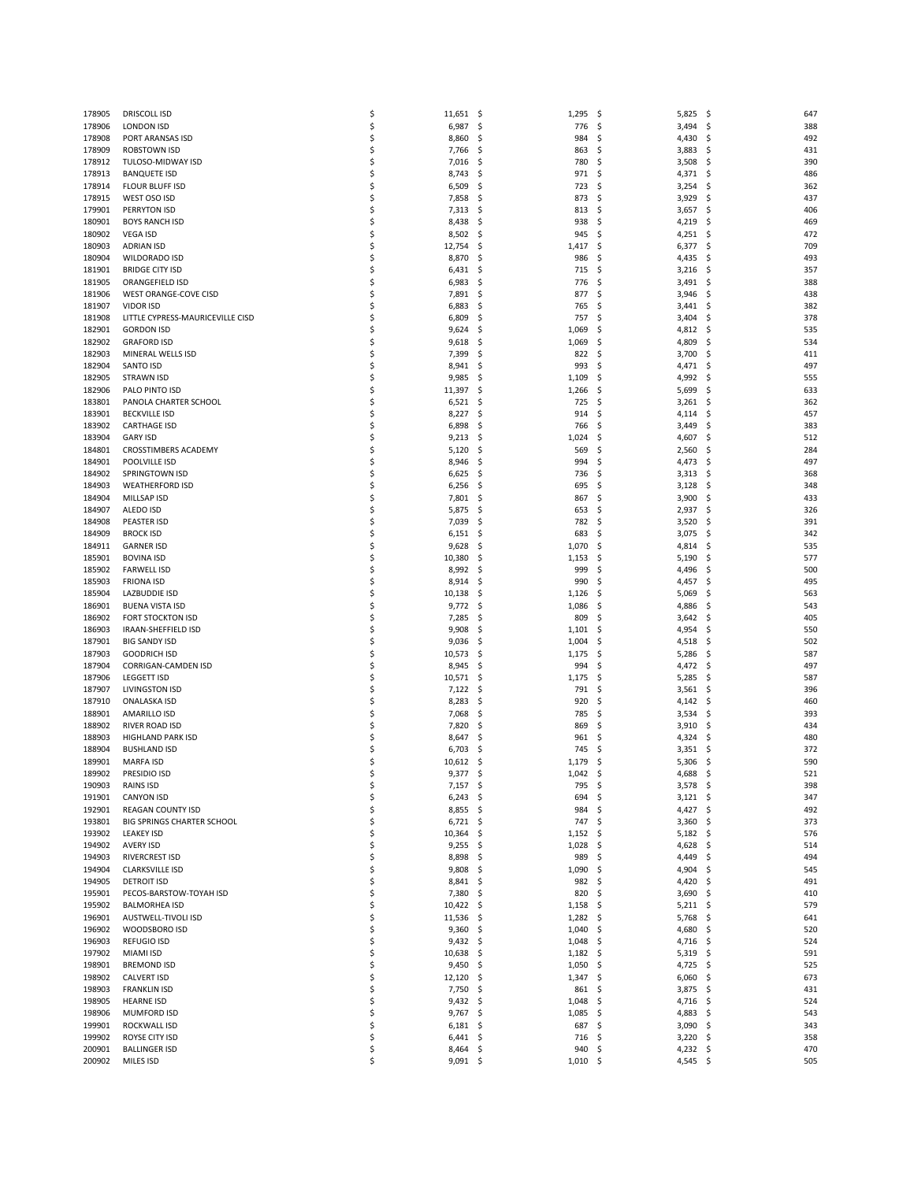| | | | | | |
|---|---|---|---|---|---|
| 178905 | DRISCOLL ISD | $ 11,651 | $ 1,295 | $ 5,825 | $ 647 |
| 178906 | LONDON ISD | $ 6,987 | $ 776 | $ 3,494 | $ 388 |
| 178908 | PORT ARANSAS ISD | $ 8,860 | $ 984 | $ 4,430 | $ 492 |
| 178909 | ROBSTOWN ISD | $ 7,766 | $ 863 | $ 3,883 | $ 431 |
| 178912 | TULOSO-MIDWAY ISD | $ 7,016 | $ 780 | $ 3,508 | $ 390 |
| 178913 | BANQUETE ISD | $ 8,743 | $ 971 | $ 4,371 | $ 486 |
| 178914 | FLOUR BLUFF ISD | $ 6,509 | $ 723 | $ 3,254 | $ 362 |
| 178915 | WEST OSO ISD | $ 7,858 | $ 873 | $ 3,929 | $ 437 |
| 179901 | PERRYTON ISD | $ 7,313 | $ 813 | $ 3,657 | $ 406 |
| 180901 | BOYS RANCH ISD | $ 8,438 | $ 938 | $ 4,219 | $ 469 |
| 180902 | VEGA ISD | $ 8,502 | $ 945 | $ 4,251 | $ 472 |
| 180903 | ADRIAN ISD | $ 12,754 | $ 1,417 | $ 6,377 | $ 709 |
| 180904 | WILDORADO ISD | $ 8,870 | $ 986 | $ 4,435 | $ 493 |
| 181901 | BRIDGE CITY ISD | $ 6,431 | $ 715 | $ 3,216 | $ 357 |
| 181905 | ORANGEFIELD ISD | $ 6,983 | $ 776 | $ 3,491 | $ 388 |
| 181906 | WEST ORANGE-COVE CISD | $ 7,891 | $ 877 | $ 3,946 | $ 438 |
| 181907 | VIDOR ISD | $ 6,883 | $ 765 | $ 3,441 | $ 382 |
| 181908 | LITTLE CYPRESS-MAURICEVILLE CISD | $ 6,809 | $ 757 | $ 3,404 | $ 378 |
| 182901 | GORDON ISD | $ 9,624 | $ 1,069 | $ 4,812 | $ 535 |
| 182902 | GRAFORD ISD | $ 9,618 | $ 1,069 | $ 4,809 | $ 534 |
| 182903 | MINERAL WELLS ISD | $ 7,399 | $ 822 | $ 3,700 | $ 411 |
| 182904 | SANTO ISD | $ 8,941 | $ 993 | $ 4,471 | $ 497 |
| 182905 | STRAWN ISD | $ 9,985 | $ 1,109 | $ 4,992 | $ 555 |
| 182906 | PALO PINTO ISD | $ 11,397 | $ 1,266 | $ 5,699 | $ 633 |
| 183801 | PANOLA CHARTER SCHOOL | $ 6,521 | $ 725 | $ 3,261 | $ 362 |
| 183901 | BECKVILLE ISD | $ 8,227 | $ 914 | $ 4,114 | $ 457 |
| 183902 | CARTHAGE ISD | $ 6,898 | $ 766 | $ 3,449 | $ 383 |
| 183904 | GARY ISD | $ 9,213 | $ 1,024 | $ 4,607 | $ 512 |
| 184801 | CROSSTIMBERS ACADEMY | $ 5,120 | $ 569 | $ 2,560 | $ 284 |
| 184901 | POOLVILLE ISD | $ 8,946 | $ 994 | $ 4,473 | $ 497 |
| 184902 | SPRINGTOWN ISD | $ 6,625 | $ 736 | $ 3,313 | $ 368 |
| 184903 | WEATHERFORD ISD | $ 6,256 | $ 695 | $ 3,128 | $ 348 |
| 184904 | MILLSAP ISD | $ 7,801 | $ 867 | $ 3,900 | $ 433 |
| 184907 | ALEDO ISD | $ 5,875 | $ 653 | $ 2,937 | $ 326 |
| 184908 | PEASTER ISD | $ 7,039 | $ 782 | $ 3,520 | $ 391 |
| 184909 | BROCK ISD | $ 6,151 | $ 683 | $ 3,075 | $ 342 |
| 184911 | GARNER ISD | $ 9,628 | $ 1,070 | $ 4,814 | $ 535 |
| 185901 | BOVINA ISD | $ 10,380 | $ 1,153 | $ 5,190 | $ 577 |
| 185902 | FARWELL ISD | $ 8,992 | $ 999 | $ 4,496 | $ 500 |
| 185903 | FRIONA ISD | $ 8,914 | $ 990 | $ 4,457 | $ 495 |
| 185904 | LAZBUDDIE ISD | $ 10,138 | $ 1,126 | $ 5,069 | $ 563 |
| 186901 | BUENA VISTA ISD | $ 9,772 | $ 1,086 | $ 4,886 | $ 543 |
| 186902 | FORT STOCKTON ISD | $ 7,285 | $ 809 | $ 3,642 | $ 405 |
| 186903 | IRAAN-SHEFFIELD ISD | $ 9,908 | $ 1,101 | $ 4,954 | $ 550 |
| 187901 | BIG SANDY ISD | $ 9,036 | $ 1,004 | $ 4,518 | $ 502 |
| 187903 | GOODRICH ISD | $ 10,573 | $ 1,175 | $ 5,286 | $ 587 |
| 187904 | CORRIGAN-CAMDEN ISD | $ 8,945 | $ 994 | $ 4,472 | $ 497 |
| 187906 | LEGGETT ISD | $ 10,571 | $ 1,175 | $ 5,285 | $ 587 |
| 187907 | LIVINGSTON ISD | $ 7,122 | $ 791 | $ 3,561 | $ 396 |
| 187910 | ONALASKA ISD | $ 8,283 | $ 920 | $ 4,142 | $ 460 |
| 188901 | AMARILLO ISD | $ 7,068 | $ 785 | $ 3,534 | $ 393 |
| 188902 | RIVER ROAD ISD | $ 7,820 | $ 869 | $ 3,910 | $ 434 |
| 188903 | HIGHLAND PARK ISD | $ 8,647 | $ 961 | $ 4,324 | $ 480 |
| 188904 | BUSHLAND ISD | $ 6,703 | $ 745 | $ 3,351 | $ 372 |
| 189901 | MARFA ISD | $ 10,612 | $ 1,179 | $ 5,306 | $ 590 |
| 189902 | PRESIDIO ISD | $ 9,377 | $ 1,042 | $ 4,688 | $ 521 |
| 190903 | RAINS ISD | $ 7,157 | $ 795 | $ 3,578 | $ 398 |
| 191901 | CANYON ISD | $ 6,243 | $ 694 | $ 3,121 | $ 347 |
| 192901 | REAGAN COUNTY ISD | $ 8,855 | $ 984 | $ 4,427 | $ 492 |
| 193801 | BIG SPRINGS CHARTER SCHOOL | $ 6,721 | $ 747 | $ 3,360 | $ 373 |
| 193902 | LEAKEY ISD | $ 10,364 | $ 1,152 | $ 5,182 | $ 576 |
| 194902 | AVERY ISD | $ 9,255 | $ 1,028 | $ 4,628 | $ 514 |
| 194903 | RIVERCREST ISD | $ 8,898 | $ 989 | $ 4,449 | $ 494 |
| 194904 | CLARKSVILLE ISD | $ 9,808 | $ 1,090 | $ 4,904 | $ 545 |
| 194905 | DETROIT ISD | $ 8,841 | $ 982 | $ 4,420 | $ 491 |
| 195901 | PECOS-BARSTOW-TOYAH ISD | $ 7,380 | $ 820 | $ 3,690 | $ 410 |
| 195902 | BALMORHEA ISD | $ 10,422 | $ 1,158 | $ 5,211 | $ 579 |
| 196901 | AUSTWELL-TIVOLI ISD | $ 11,536 | $ 1,282 | $ 5,768 | $ 641 |
| 196902 | WOODSBORO ISD | $ 9,360 | $ 1,040 | $ 4,680 | $ 520 |
| 196903 | REFUGIO ISD | $ 9,432 | $ 1,048 | $ 4,716 | $ 524 |
| 197902 | MIAMI ISD | $ 10,638 | $ 1,182 | $ 5,319 | $ 591 |
| 198901 | BREMOND ISD | $ 9,450 | $ 1,050 | $ 4,725 | $ 525 |
| 198902 | CALVERT ISD | $ 12,120 | $ 1,347 | $ 6,060 | $ 673 |
| 198903 | FRANKLIN ISD | $ 7,750 | $ 861 | $ 3,875 | $ 431 |
| 198905 | HEARNE ISD | $ 9,432 | $ 1,048 | $ 4,716 | $ 524 |
| 198906 | MUMFORD ISD | $ 9,767 | $ 1,085 | $ 4,883 | $ 543 |
| 199901 | ROCKWALL ISD | $ 6,181 | $ 687 | $ 3,090 | $ 343 |
| 199902 | ROYSE CITY ISD | $ 6,441 | $ 716 | $ 3,220 | $ 358 |
| 200901 | BALLINGER ISD | $ 8,464 | $ 940 | $ 4,232 | $ 470 |
| 200902 | MILES ISD | $ 9,091 | $ 1,010 | $ 4,545 | $ 505 |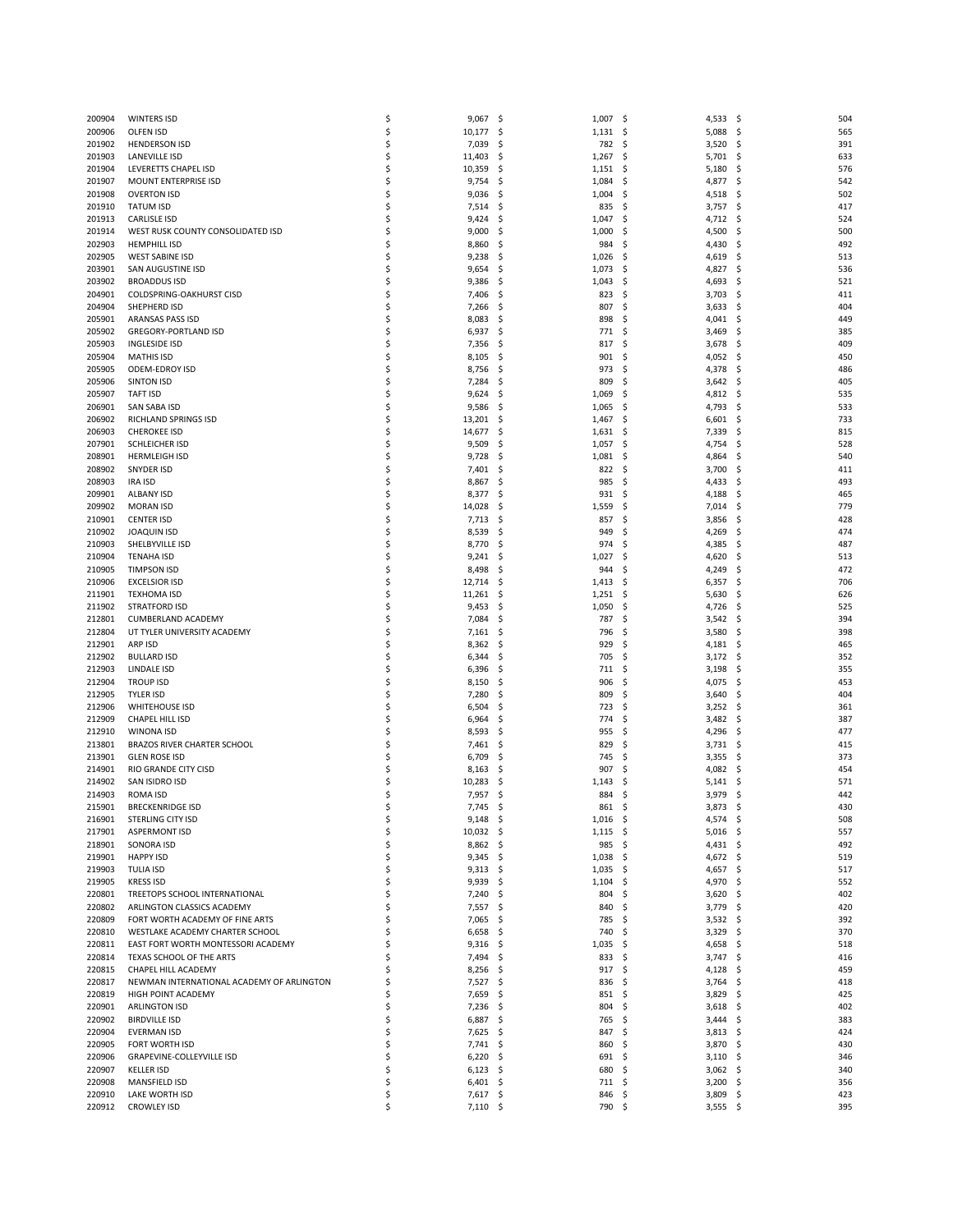| | | | | | |
|---|---|---|---|---|---|
| 200904 | WINTERS ISD | $ 9,067 | $ 1,007 | $ 4,533 | $ 504 |
| 200906 | OLFEN ISD | $ 10,177 | $ 1,131 | $ 5,088 | $ 565 |
| 201902 | HENDERSON ISD | $ 7,039 | $ 782 | $ 3,520 | $ 391 |
| 201903 | LANEVILLE ISD | $ 11,403 | $ 1,267 | $ 5,701 | $ 633 |
| 201904 | LEVERETTS CHAPEL ISD | $ 10,359 | $ 1,151 | $ 5,180 | $ 576 |
| 201907 | MOUNT ENTERPRISE ISD | $ 9,754 | $ 1,084 | $ 4,877 | $ 542 |
| 201908 | OVERTON ISD | $ 9,036 | $ 1,004 | $ 4,518 | $ 502 |
| 201910 | TATUM ISD | $ 7,514 | $ 835 | $ 3,757 | $ 417 |
| 201913 | CARLISLE ISD | $ 9,424 | $ 1,047 | $ 4,712 | $ 524 |
| 201914 | WEST RUSK COUNTY CONSOLIDATED ISD | $ 9,000 | $ 1,000 | $ 4,500 | $ 500 |
| 202903 | HEMPHILL ISD | $ 8,860 | $ 984 | $ 4,430 | $ 492 |
| 202905 | WEST SABINE ISD | $ 9,238 | $ 1,026 | $ 4,619 | $ 513 |
| 203901 | SAN AUGUSTINE ISD | $ 9,654 | $ 1,073 | $ 4,827 | $ 536 |
| 203902 | BROADDUS ISD | $ 9,386 | $ 1,043 | $ 4,693 | $ 521 |
| 204901 | COLDSPRING-OAKHURST CISD | $ 7,406 | $ 823 | $ 3,703 | $ 411 |
| 204904 | SHEPHERD ISD | $ 7,266 | $ 807 | $ 3,633 | $ 404 |
| 205901 | ARANSAS PASS ISD | $ 8,083 | $ 898 | $ 4,041 | $ 449 |
| 205902 | GREGORY-PORTLAND ISD | $ 6,937 | $ 771 | $ 3,469 | $ 385 |
| 205903 | INGLESIDE ISD | $ 7,356 | $ 817 | $ 3,678 | $ 409 |
| 205904 | MATHIS ISD | $ 8,105 | $ 901 | $ 4,052 | $ 450 |
| 205905 | ODEM-EDROY ISD | $ 8,756 | $ 973 | $ 4,378 | $ 486 |
| 205906 | SINTON ISD | $ 7,284 | $ 809 | $ 3,642 | $ 405 |
| 205907 | TAFT ISD | $ 9,624 | $ 1,069 | $ 4,812 | $ 535 |
| 206901 | SAN SABA ISD | $ 9,586 | $ 1,065 | $ 4,793 | $ 533 |
| 206902 | RICHLAND SPRINGS ISD | $ 13,201 | $ 1,467 | $ 6,601 | $ 733 |
| 206903 | CHEROKEE ISD | $ 14,677 | $ 1,631 | $ 7,339 | $ 815 |
| 207901 | SCHLEICHER ISD | $ 9,509 | $ 1,057 | $ 4,754 | $ 528 |
| 208901 | HERMLEIGH ISD | $ 9,728 | $ 1,081 | $ 4,864 | $ 540 |
| 208902 | SNYDER ISD | $ 7,401 | $ 822 | $ 3,700 | $ 411 |
| 208903 | IRA ISD | $ 8,867 | $ 985 | $ 4,433 | $ 493 |
| 209901 | ALBANY ISD | $ 8,377 | $ 931 | $ 4,188 | $ 465 |
| 209902 | MORAN ISD | $ 14,028 | $ 1,559 | $ 7,014 | $ 779 |
| 210901 | CENTER ISD | $ 7,713 | $ 857 | $ 3,856 | $ 428 |
| 210902 | JOAQUIN ISD | $ 8,539 | $ 949 | $ 4,269 | $ 474 |
| 210903 | SHELBYVILLE ISD | $ 8,770 | $ 974 | $ 4,385 | $ 487 |
| 210904 | TENAHA ISD | $ 9,241 | $ 1,027 | $ 4,620 | $ 513 |
| 210905 | TIMPSON ISD | $ 8,498 | $ 944 | $ 4,249 | $ 472 |
| 210906 | EXCELSIOR ISD | $ 12,714 | $ 1,413 | $ 6,357 | $ 706 |
| 211901 | TEXHOMA ISD | $ 11,261 | $ 1,251 | $ 5,630 | $ 626 |
| 211902 | STRATFORD ISD | $ 9,453 | $ 1,050 | $ 4,726 | $ 525 |
| 212801 | CUMBERLAND ACADEMY | $ 7,084 | $ 787 | $ 3,542 | $ 394 |
| 212804 | UT TYLER UNIVERSITY ACADEMY | $ 7,161 | $ 796 | $ 3,580 | $ 398 |
| 212901 | ARP ISD | $ 8,362 | $ 929 | $ 4,181 | $ 465 |
| 212902 | BULLARD ISD | $ 6,344 | $ 705 | $ 3,172 | $ 352 |
| 212903 | LINDALE ISD | $ 6,396 | $ 711 | $ 3,198 | $ 355 |
| 212904 | TROUP ISD | $ 8,150 | $ 906 | $ 4,075 | $ 453 |
| 212905 | TYLER ISD | $ 7,280 | $ 809 | $ 3,640 | $ 404 |
| 212906 | WHITEHOUSE ISD | $ 6,504 | $ 723 | $ 3,252 | $ 361 |
| 212909 | CHAPEL HILL ISD | $ 6,964 | $ 774 | $ 3,482 | $ 387 |
| 212910 | WINONA ISD | $ 8,593 | $ 955 | $ 4,296 | $ 477 |
| 213801 | BRAZOS RIVER CHARTER SCHOOL | $ 7,461 | $ 829 | $ 3,731 | $ 415 |
| 213901 | GLEN ROSE ISD | $ 6,709 | $ 745 | $ 3,355 | $ 373 |
| 214901 | RIO GRANDE CITY CISD | $ 8,163 | $ 907 | $ 4,082 | $ 454 |
| 214902 | SAN ISIDRO ISD | $ 10,283 | $ 1,143 | $ 5,141 | $ 571 |
| 214903 | ROMA ISD | $ 7,957 | $ 884 | $ 3,979 | $ 442 |
| 215901 | BRECKENRIDGE ISD | $ 7,745 | $ 861 | $ 3,873 | $ 430 |
| 216901 | STERLING CITY ISD | $ 9,148 | $ 1,016 | $ 4,574 | $ 508 |
| 217901 | ASPERMONT ISD | $ 10,032 | $ 1,115 | $ 5,016 | $ 557 |
| 218901 | SONORA ISD | $ 8,862 | $ 985 | $ 4,431 | $ 492 |
| 219901 | HAPPY ISD | $ 9,345 | $ 1,038 | $ 4,672 | $ 519 |
| 219903 | TULIA ISD | $ 9,313 | $ 1,035 | $ 4,657 | $ 517 |
| 219905 | KRESS ISD | $ 9,939 | $ 1,104 | $ 4,970 | $ 552 |
| 220801 | TREETOPS SCHOOL INTERNATIONAL | $ 7,240 | $ 804 | $ 3,620 | $ 402 |
| 220802 | ARLINGTON CLASSICS ACADEMY | $ 7,557 | $ 840 | $ 3,779 | $ 420 |
| 220809 | FORT WORTH ACADEMY OF FINE ARTS | $ 7,065 | $ 785 | $ 3,532 | $ 392 |
| 220810 | WESTLAKE ACADEMY CHARTER SCHOOL | $ 6,658 | $ 740 | $ 3,329 | $ 370 |
| 220811 | EAST FORT WORTH MONTESSORI ACADEMY | $ 9,316 | $ 1,035 | $ 4,658 | $ 518 |
| 220814 | TEXAS SCHOOL OF THE ARTS | $ 7,494 | $ 833 | $ 3,747 | $ 416 |
| 220815 | CHAPEL HILL ACADEMY | $ 8,256 | $ 917 | $ 4,128 | $ 459 |
| 220817 | NEWMAN INTERNATIONAL ACADEMY OF ARLINGTON | $ 7,527 | $ 836 | $ 3,764 | $ 418 |
| 220819 | HIGH POINT ACADEMY | $ 7,659 | $ 851 | $ 3,829 | $ 425 |
| 220901 | ARLINGTON ISD | $ 7,236 | $ 804 | $ 3,618 | $ 402 |
| 220902 | BIRDVILLE ISD | $ 6,887 | $ 765 | $ 3,444 | $ 383 |
| 220904 | EVERMAN ISD | $ 7,625 | $ 847 | $ 3,813 | $ 424 |
| 220905 | FORT WORTH ISD | $ 7,741 | $ 860 | $ 3,870 | $ 430 |
| 220906 | GRAPEVINE-COLLEYVILLE ISD | $ 6,220 | $ 691 | $ 3,110 | $ 346 |
| 220907 | KELLER ISD | $ 6,123 | $ 680 | $ 3,062 | $ 340 |
| 220908 | MANSFIELD ISD | $ 6,401 | $ 711 | $ 3,200 | $ 356 |
| 220910 | LAKE WORTH ISD | $ 7,617 | $ 846 | $ 3,809 | $ 423 |
| 220912 | CROWLEY ISD | $ 7,110 | $ 790 | $ 3,555 | $ 395 |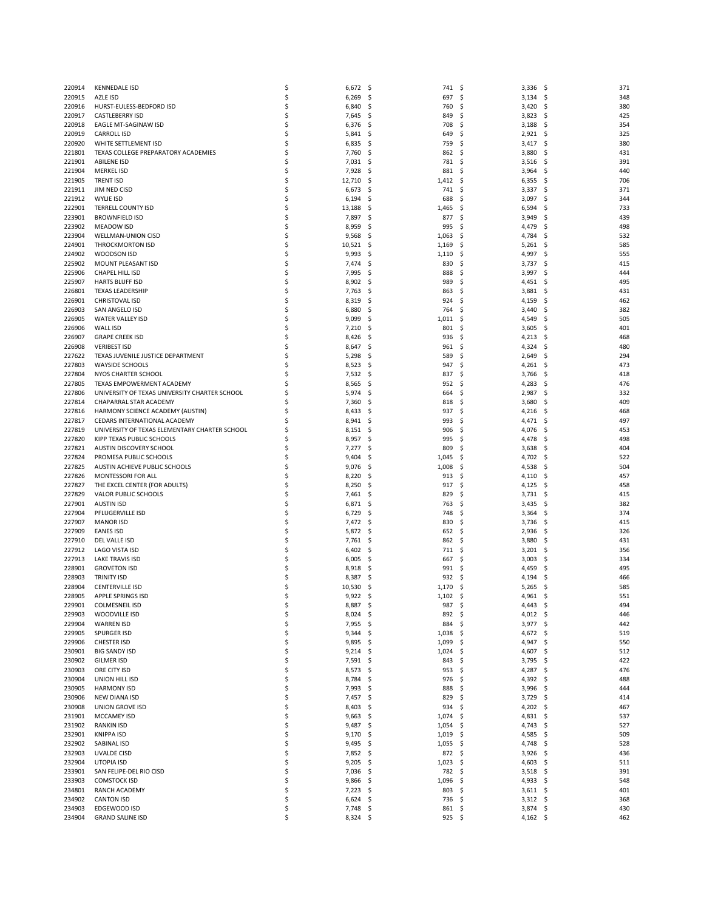| | | | | | |
|---|---|---|---|---|---|
| 220914 | KENNEDALE ISD | $ 6,672 | $ 741 | $ 3,336 | $ 371 |
| 220915 | AZLE ISD | $ 6,269 | $ 697 | $ 3,134 | $ 348 |
| 220916 | HURST-EULESS-BEDFORD ISD | $ 6,840 | $ 760 | $ 3,420 | $ 380 |
| 220917 | CASTLEBERRY ISD | $ 7,645 | $ 849 | $ 3,823 | $ 425 |
| 220918 | EAGLE MT-SAGINAW ISD | $ 6,376 | $ 708 | $ 3,188 | $ 354 |
| 220919 | CARROLL ISD | $ 5,841 | $ 649 | $ 2,921 | $ 325 |
| 220920 | WHITE SETTLEMENT ISD | $ 6,835 | $ 759 | $ 3,417 | $ 380 |
| 221801 | TEXAS COLLEGE PREPARATORY ACADEMIES | $ 7,760 | $ 862 | $ 3,880 | $ 431 |
| 221901 | ABILENE ISD | $ 7,031 | $ 781 | $ 3,516 | $ 391 |
| 221904 | MERKEL ISD | $ 7,928 | $ 881 | $ 3,964 | $ 440 |
| 221905 | TRENT ISD | $ 12,710 | $ 1,412 | $ 6,355 | $ 706 |
| 221911 | JIM NED CISD | $ 6,673 | $ 741 | $ 3,337 | $ 371 |
| 221912 | WYLIE ISD | $ 6,194 | $ 688 | $ 3,097 | $ 344 |
| 222901 | TERRELL COUNTY ISD | $ 13,188 | $ 1,465 | $ 6,594 | $ 733 |
| 223901 | BROWNFIELD ISD | $ 7,897 | $ 877 | $ 3,949 | $ 439 |
| 223902 | MEADOW ISD | $ 8,959 | $ 995 | $ 4,479 | $ 498 |
| 223904 | WELLMAN-UNION CISD | $ 9,568 | $ 1,063 | $ 4,784 | $ 532 |
| 224901 | THROCKMORTON ISD | $ 10,521 | $ 1,169 | $ 5,261 | $ 585 |
| 224902 | WOODSON ISD | $ 9,993 | $ 1,110 | $ 4,997 | $ 555 |
| 225902 | MOUNT PLEASANT ISD | $ 7,474 | $ 830 | $ 3,737 | $ 415 |
| 225906 | CHAPEL HILL ISD | $ 7,995 | $ 888 | $ 3,997 | $ 444 |
| 225907 | HARTS BLUFF ISD | $ 8,902 | $ 989 | $ 4,451 | $ 495 |
| 226801 | TEXAS LEADERSHIP | $ 7,763 | $ 863 | $ 3,881 | $ 431 |
| 226901 | CHRISTOVAL ISD | $ 8,319 | $ 924 | $ 4,159 | $ 462 |
| 226903 | SAN ANGELO ISD | $ 6,880 | $ 764 | $ 3,440 | $ 382 |
| 226905 | WATER VALLEY ISD | $ 9,099 | $ 1,011 | $ 4,549 | $ 505 |
| 226906 | WALL ISD | $ 7,210 | $ 801 | $ 3,605 | $ 401 |
| 226907 | GRAPE CREEK ISD | $ 8,426 | $ 936 | $ 4,213 | $ 468 |
| 226908 | VERIBEST ISD | $ 8,647 | $ 961 | $ 4,324 | $ 480 |
| 227622 | TEXAS JUVENILE JUSTICE DEPARTMENT | $ 5,298 | $ 589 | $ 2,649 | $ 294 |
| 227803 | WAYSIDE SCHOOLS | $ 8,523 | $ 947 | $ 4,261 | $ 473 |
| 227804 | NYOS CHARTER SCHOOL | $ 7,532 | $ 837 | $ 3,766 | $ 418 |
| 227805 | TEXAS EMPOWERMENT ACADEMY | $ 8,565 | $ 952 | $ 4,283 | $ 476 |
| 227806 | UNIVERSITY OF TEXAS UNIVERSITY CHARTER SCHOOL | $ 5,974 | $ 664 | $ 2,987 | $ 332 |
| 227814 | CHAPARRAL STAR ACADEMY | $ 7,360 | $ 818 | $ 3,680 | $ 409 |
| 227816 | HARMONY SCIENCE ACADEMY (AUSTIN) | $ 8,433 | $ 937 | $ 4,216 | $ 468 |
| 227817 | CEDARS INTERNATIONAL ACADEMY | $ 8,941 | $ 993 | $ 4,471 | $ 497 |
| 227819 | UNIVERSITY OF TEXAS ELEMENTARY CHARTER SCHOOL | $ 8,151 | $ 906 | $ 4,076 | $ 453 |
| 227820 | KIPP TEXAS PUBLIC SCHOOLS | $ 8,957 | $ 995 | $ 4,478 | $ 498 |
| 227821 | AUSTIN DISCOVERY SCHOOL | $ 7,277 | $ 809 | $ 3,638 | $ 404 |
| 227824 | PROMESA PUBLIC SCHOOLS | $ 9,404 | $ 1,045 | $ 4,702 | $ 522 |
| 227825 | AUSTIN ACHIEVE PUBLIC SCHOOLS | $ 9,076 | $ 1,008 | $ 4,538 | $ 504 |
| 227826 | MONTESSORI FOR ALL | $ 8,220 | $ 913 | $ 4,110 | $ 457 |
| 227827 | THE EXCEL CENTER (FOR ADULTS) | $ 8,250 | $ 917 | $ 4,125 | $ 458 |
| 227829 | VALOR PUBLIC SCHOOLS | $ 7,461 | $ 829 | $ 3,731 | $ 415 |
| 227901 | AUSTIN ISD | $ 6,871 | $ 763 | $ 3,435 | $ 382 |
| 227904 | PFLUGERVILLE ISD | $ 6,729 | $ 748 | $ 3,364 | $ 374 |
| 227907 | MANOR ISD | $ 7,472 | $ 830 | $ 3,736 | $ 415 |
| 227909 | EANES ISD | $ 5,872 | $ 652 | $ 2,936 | $ 326 |
| 227910 | DEL VALLE ISD | $ 7,761 | $ 862 | $ 3,880 | $ 431 |
| 227912 | LAGO VISTA ISD | $ 6,402 | $ 711 | $ 3,201 | $ 356 |
| 227913 | LAKE TRAVIS ISD | $ 6,005 | $ 667 | $ 3,003 | $ 334 |
| 228901 | GROVETON ISD | $ 8,918 | $ 991 | $ 4,459 | $ 495 |
| 228903 | TRINITY ISD | $ 8,387 | $ 932 | $ 4,194 | $ 466 |
| 228904 | CENTERVILLE ISD | $ 10,530 | $ 1,170 | $ 5,265 | $ 585 |
| 228905 | APPLE SPRINGS ISD | $ 9,922 | $ 1,102 | $ 4,961 | $ 551 |
| 229901 | COLMESNEIL ISD | $ 8,887 | $ 987 | $ 4,443 | $ 494 |
| 229903 | WOODVILLE ISD | $ 8,024 | $ 892 | $ 4,012 | $ 446 |
| 229904 | WARREN ISD | $ 7,955 | $ 884 | $ 3,977 | $ 442 |
| 229905 | SPURGER ISD | $ 9,344 | $ 1,038 | $ 4,672 | $ 519 |
| 229906 | CHESTER ISD | $ 9,895 | $ 1,099 | $ 4,947 | $ 550 |
| 230901 | BIG SANDY ISD | $ 9,214 | $ 1,024 | $ 4,607 | $ 512 |
| 230902 | GILMER ISD | $ 7,591 | $ 843 | $ 3,795 | $ 422 |
| 230903 | ORE CITY ISD | $ 8,573 | $ 953 | $ 4,287 | $ 476 |
| 230904 | UNION HILL ISD | $ 8,784 | $ 976 | $ 4,392 | $ 488 |
| 230905 | HARMONY ISD | $ 7,993 | $ 888 | $ 3,996 | $ 444 |
| 230906 | NEW DIANA ISD | $ 7,457 | $ 829 | $ 3,729 | $ 414 |
| 230908 | UNION GROVE ISD | $ 8,403 | $ 934 | $ 4,202 | $ 467 |
| 231901 | MCCAMEY ISD | $ 9,663 | $ 1,074 | $ 4,831 | $ 537 |
| 231902 | RANKIN ISD | $ 9,487 | $ 1,054 | $ 4,743 | $ 527 |
| 232901 | KNIPPA ISD | $ 9,170 | $ 1,019 | $ 4,585 | $ 509 |
| 232902 | SABINAL ISD | $ 9,495 | $ 1,055 | $ 4,748 | $ 528 |
| 232903 | UVALDE CISD | $ 7,852 | $ 872 | $ 3,926 | $ 436 |
| 232904 | UTOPIA ISD | $ 9,205 | $ 1,023 | $ 4,603 | $ 511 |
| 233901 | SAN FELIPE-DEL RIO CISD | $ 7,036 | $ 782 | $ 3,518 | $ 391 |
| 233903 | COMSTOCK ISD | $ 9,866 | $ 1,096 | $ 4,933 | $ 548 |
| 234801 | RANCH ACADEMY | $ 7,223 | $ 803 | $ 3,611 | $ 401 |
| 234902 | CANTON ISD | $ 6,624 | $ 736 | $ 3,312 | $ 368 |
| 234903 | EDGEWOOD ISD | $ 7,748 | $ 861 | $ 3,874 | $ 430 |
| 234904 | GRAND SALINE ISD | $ 8,324 | $ 925 | $ 4,162 | $ 462 |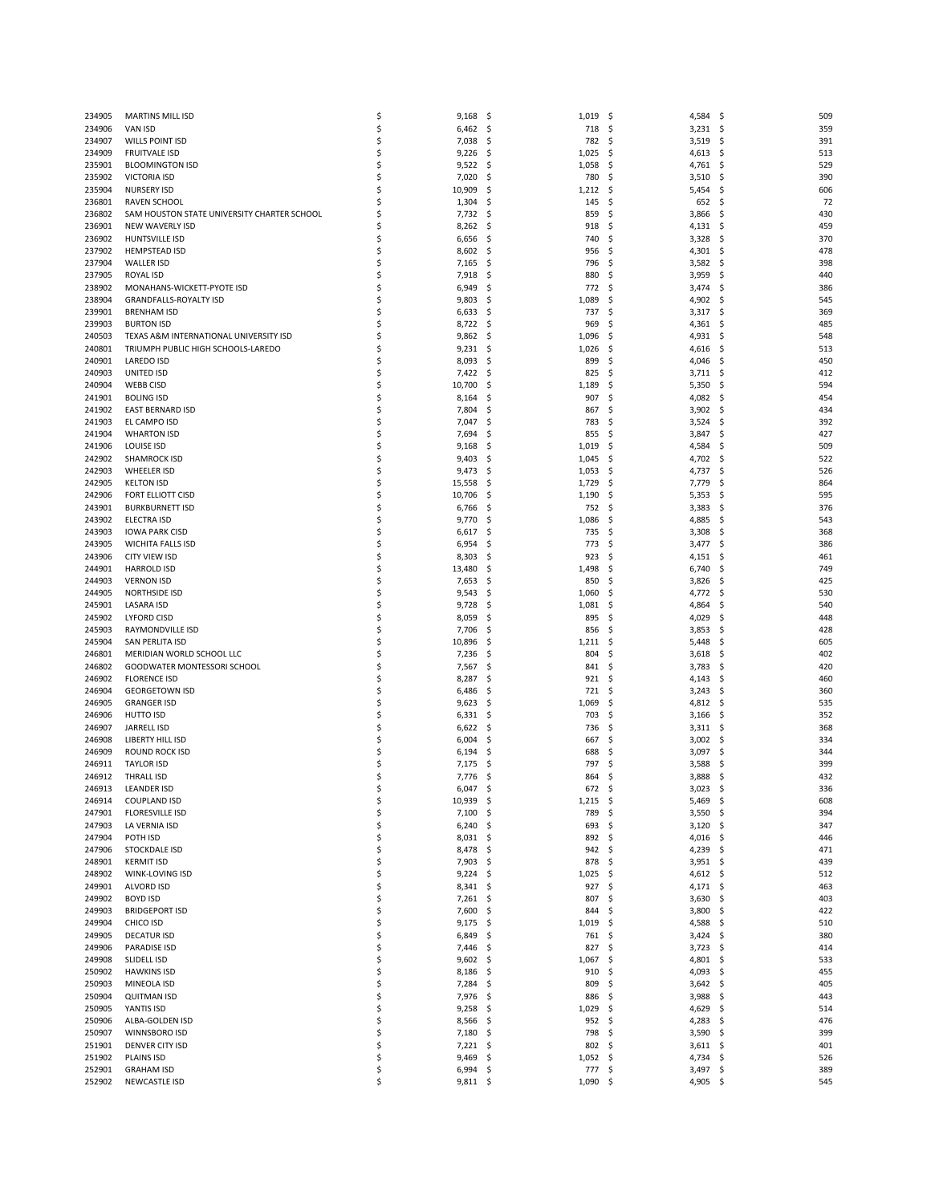| | | | | | |
|---|---|---|---|---|---|
| 234905 | MARTINS MILL ISD | $ 9,168 | $ 1,019 | $ 4,584 | $ 509 |
| 234906 | VAN ISD | $ 6,462 | $ 718 | $ 3,231 | $ 359 |
| 234907 | WILLS POINT ISD | $ 7,038 | $ 782 | $ 3,519 | $ 391 |
| 234909 | FRUITVALE ISD | $ 9,226 | $ 1,025 | $ 4,613 | $ 513 |
| 235901 | BLOOMINGTON ISD | $ 9,522 | $ 1,058 | $ 4,761 | $ 529 |
| 235902 | VICTORIA ISD | $ 7,020 | $ 780 | $ 3,510 | $ 390 |
| 235904 | NURSERY ISD | $ 10,909 | $ 1,212 | $ 5,454 | $ 606 |
| 236801 | RAVEN SCHOOL | $ 1,304 | $ 145 | $ 652 | $ 72 |
| 236802 | SAM HOUSTON STATE UNIVERSITY CHARTER SCHOOL | $ 7,732 | $ 859 | $ 3,866 | $ 430 |
| 236901 | NEW WAVERLY ISD | $ 8,262 | $ 918 | $ 4,131 | $ 459 |
| 236902 | HUNTSVILLE ISD | $ 6,656 | $ 740 | $ 3,328 | $ 370 |
| 237902 | HEMPSTEAD ISD | $ 8,602 | $ 956 | $ 4,301 | $ 478 |
| 237904 | WALLER ISD | $ 7,165 | $ 796 | $ 3,582 | $ 398 |
| 237905 | ROYAL ISD | $ 7,918 | $ 880 | $ 3,959 | $ 440 |
| 238902 | MONAHANS-WICKETT-PYOTE ISD | $ 6,949 | $ 772 | $ 3,474 | $ 386 |
| 238904 | GRANDFALLS-ROYALTY ISD | $ 9,803 | $ 1,089 | $ 4,902 | $ 545 |
| 239901 | BRENHAM ISD | $ 6,633 | $ 737 | $ 3,317 | $ 369 |
| 239903 | BURTON ISD | $ 8,722 | $ 969 | $ 4,361 | $ 485 |
| 240503 | TEXAS A&M INTERNATIONAL UNIVERSITY ISD | $ 9,862 | $ 1,096 | $ 4,931 | $ 548 |
| 240801 | TRIUMPH PUBLIC HIGH SCHOOLS-LAREDO | $ 9,231 | $ 1,026 | $ 4,616 | $ 513 |
| 240901 | LAREDO ISD | $ 8,093 | $ 899 | $ 4,046 | $ 450 |
| 240903 | UNITED ISD | $ 7,422 | $ 825 | $ 3,711 | $ 412 |
| 240904 | WEBB CISD | $ 10,700 | $ 1,189 | $ 5,350 | $ 594 |
| 241901 | BOLING ISD | $ 8,164 | $ 907 | $ 4,082 | $ 454 |
| 241902 | EAST BERNARD ISD | $ 7,804 | $ 867 | $ 3,902 | $ 434 |
| 241903 | EL CAMPO ISD | $ 7,047 | $ 783 | $ 3,524 | $ 392 |
| 241904 | WHARTON ISD | $ 7,694 | $ 855 | $ 3,847 | $ 427 |
| 241906 | LOUISE ISD | $ 9,168 | $ 1,019 | $ 4,584 | $ 509 |
| 242902 | SHAMROCK ISD | $ 9,403 | $ 1,045 | $ 4,702 | $ 522 |
| 242903 | WHEELER ISD | $ 9,473 | $ 1,053 | $ 4,737 | $ 526 |
| 242905 | KELTON ISD | $ 15,558 | $ 1,729 | $ 7,779 | $ 864 |
| 242906 | FORT ELLIOTT CISD | $ 10,706 | $ 1,190 | $ 5,353 | $ 595 |
| 243901 | BURKBURNETT ISD | $ 6,766 | $ 752 | $ 3,383 | $ 376 |
| 243902 | ELECTRA ISD | $ 9,770 | $ 1,086 | $ 4,885 | $ 543 |
| 243903 | IOWA PARK CISD | $ 6,617 | $ 735 | $ 3,308 | $ 368 |
| 243905 | WICHITA FALLS ISD | $ 6,954 | $ 773 | $ 3,477 | $ 386 |
| 243906 | CITY VIEW ISD | $ 8,303 | $ 923 | $ 4,151 | $ 461 |
| 244901 | HARROLD ISD | $ 13,480 | $ 1,498 | $ 6,740 | $ 749 |
| 244903 | VERNON ISD | $ 7,653 | $ 850 | $ 3,826 | $ 425 |
| 244905 | NORTHSIDE ISD | $ 9,543 | $ 1,060 | $ 4,772 | $ 530 |
| 245901 | LASARA ISD | $ 9,728 | $ 1,081 | $ 4,864 | $ 540 |
| 245902 | LYFORD CISD | $ 8,059 | $ 895 | $ 4,029 | $ 448 |
| 245903 | RAYMONDVILLE ISD | $ 7,706 | $ 856 | $ 3,853 | $ 428 |
| 245904 | SAN PERLITA ISD | $ 10,896 | $ 1,211 | $ 5,448 | $ 605 |
| 246801 | MERIDIAN WORLD SCHOOL LLC | $ 7,236 | $ 804 | $ 3,618 | $ 402 |
| 246802 | GOODWATER MONTESSORI SCHOOL | $ 7,567 | $ 841 | $ 3,783 | $ 420 |
| 246902 | FLORENCE ISD | $ 8,287 | $ 921 | $ 4,143 | $ 460 |
| 246904 | GEORGETOWN ISD | $ 6,486 | $ 721 | $ 3,243 | $ 360 |
| 246905 | GRANGER ISD | $ 9,623 | $ 1,069 | $ 4,812 | $ 535 |
| 246906 | HUTTO ISD | $ 6,331 | $ 703 | $ 3,166 | $ 352 |
| 246907 | JARRELL ISD | $ 6,622 | $ 736 | $ 3,311 | $ 368 |
| 246908 | LIBERTY HILL ISD | $ 6,004 | $ 667 | $ 3,002 | $ 334 |
| 246909 | ROUND ROCK ISD | $ 6,194 | $ 688 | $ 3,097 | $ 344 |
| 246911 | TAYLOR ISD | $ 7,175 | $ 797 | $ 3,588 | $ 399 |
| 246912 | THRALL ISD | $ 7,776 | $ 864 | $ 3,888 | $ 432 |
| 246913 | LEANDER ISD | $ 6,047 | $ 672 | $ 3,023 | $ 336 |
| 246914 | COUPLAND ISD | $ 10,939 | $ 1,215 | $ 5,469 | $ 608 |
| 247901 | FLORESVILLE ISD | $ 7,100 | $ 789 | $ 3,550 | $ 394 |
| 247903 | LA VERNIA ISD | $ 6,240 | $ 693 | $ 3,120 | $ 347 |
| 247904 | POTH ISD | $ 8,031 | $ 892 | $ 4,016 | $ 446 |
| 247906 | STOCKDALE ISD | $ 8,478 | $ 942 | $ 4,239 | $ 471 |
| 248901 | KERMIT ISD | $ 7,903 | $ 878 | $ 3,951 | $ 439 |
| 248902 | WINK-LOVING ISD | $ 9,224 | $ 1,025 | $ 4,612 | $ 512 |
| 249901 | ALVORD ISD | $ 8,341 | $ 927 | $ 4,171 | $ 463 |
| 249902 | BOYD ISD | $ 7,261 | $ 807 | $ 3,630 | $ 403 |
| 249903 | BRIDGEPORT ISD | $ 7,600 | $ 844 | $ 3,800 | $ 422 |
| 249904 | CHICO ISD | $ 9,175 | $ 1,019 | $ 4,588 | $ 510 |
| 249905 | DECATUR ISD | $ 6,849 | $ 761 | $ 3,424 | $ 380 |
| 249906 | PARADISE ISD | $ 7,446 | $ 827 | $ 3,723 | $ 414 |
| 249908 | SLIDELL ISD | $ 9,602 | $ 1,067 | $ 4,801 | $ 533 |
| 250902 | HAWKINS ISD | $ 8,186 | $ 910 | $ 4,093 | $ 455 |
| 250903 | MINEOLA ISD | $ 7,284 | $ 809 | $ 3,642 | $ 405 |
| 250904 | QUITMAN ISD | $ 7,976 | $ 886 | $ 3,988 | $ 443 |
| 250905 | YANTIS ISD | $ 9,258 | $ 1,029 | $ 4,629 | $ 514 |
| 250906 | ALBA-GOLDEN ISD | $ 8,566 | $ 952 | $ 4,283 | $ 476 |
| 250907 | WINNSBORO ISD | $ 7,180 | $ 798 | $ 3,590 | $ 399 |
| 251901 | DENVER CITY ISD | $ 7,221 | $ 802 | $ 3,611 | $ 401 |
| 251902 | PLAINS ISD | $ 9,469 | $ 1,052 | $ 4,734 | $ 526 |
| 252901 | GRAHAM ISD | $ 6,994 | $ 777 | $ 3,497 | $ 389 |
| 252902 | NEWCASTLE ISD | $ 9,811 | $ 1,090 | $ 4,905 | $ 545 |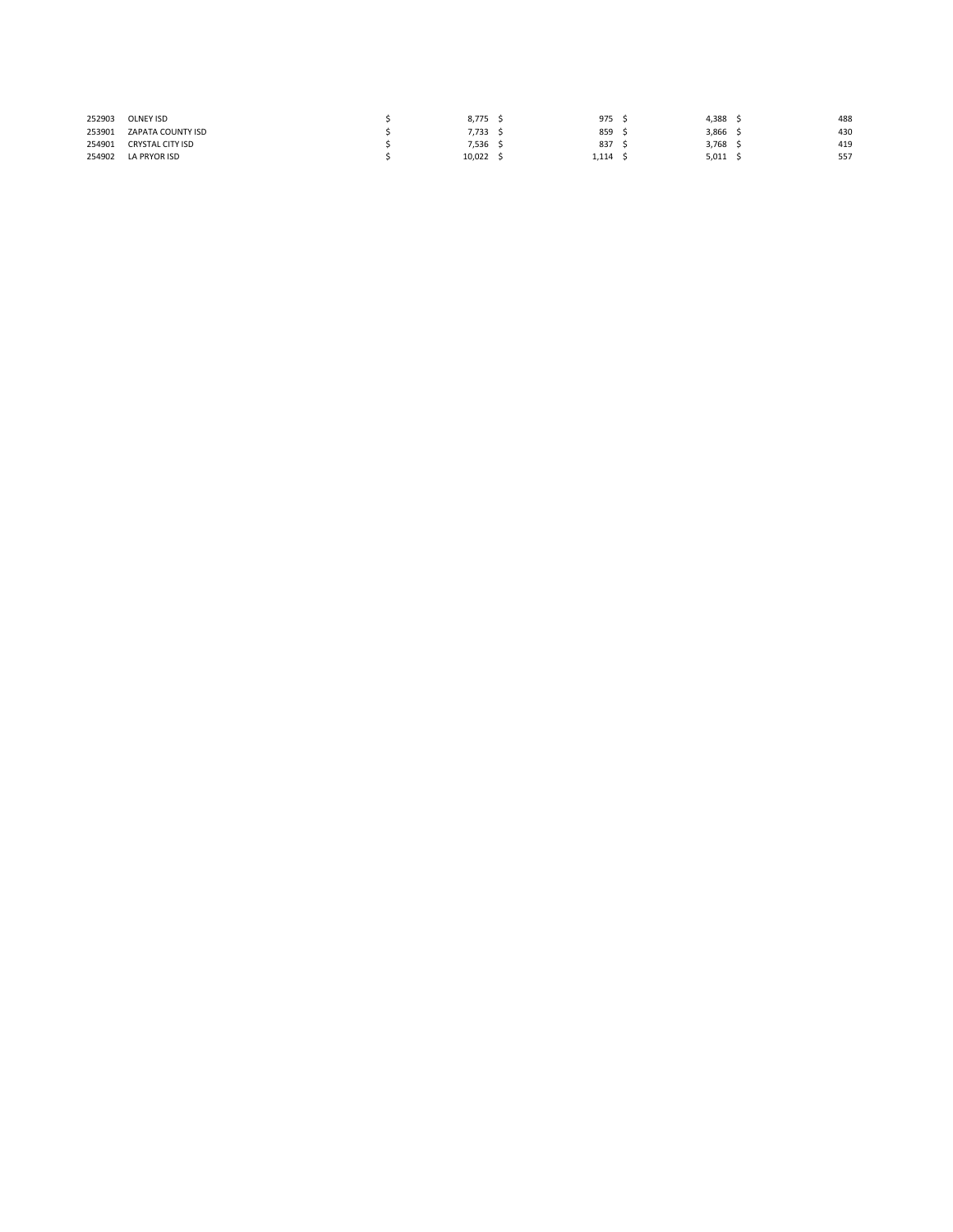| | | | | | |
|---|---|---|---|---|---|
| 252903 | OLNEY ISD | $ 8,775 | $ 975 | $ 4,388 | $ 488 |
| 253901 | ZAPATA COUNTY ISD | $ 7,733 | $ 859 | $ 3,866 | $ 430 |
| 254901 | CRYSTAL CITY ISD | $ 7,536 | $ 837 | $ 3,768 | $ 419 |
| 254902 | LA PRYOR ISD | $ 10,022 | $ 1,114 | $ 5,011 | $ 557 |